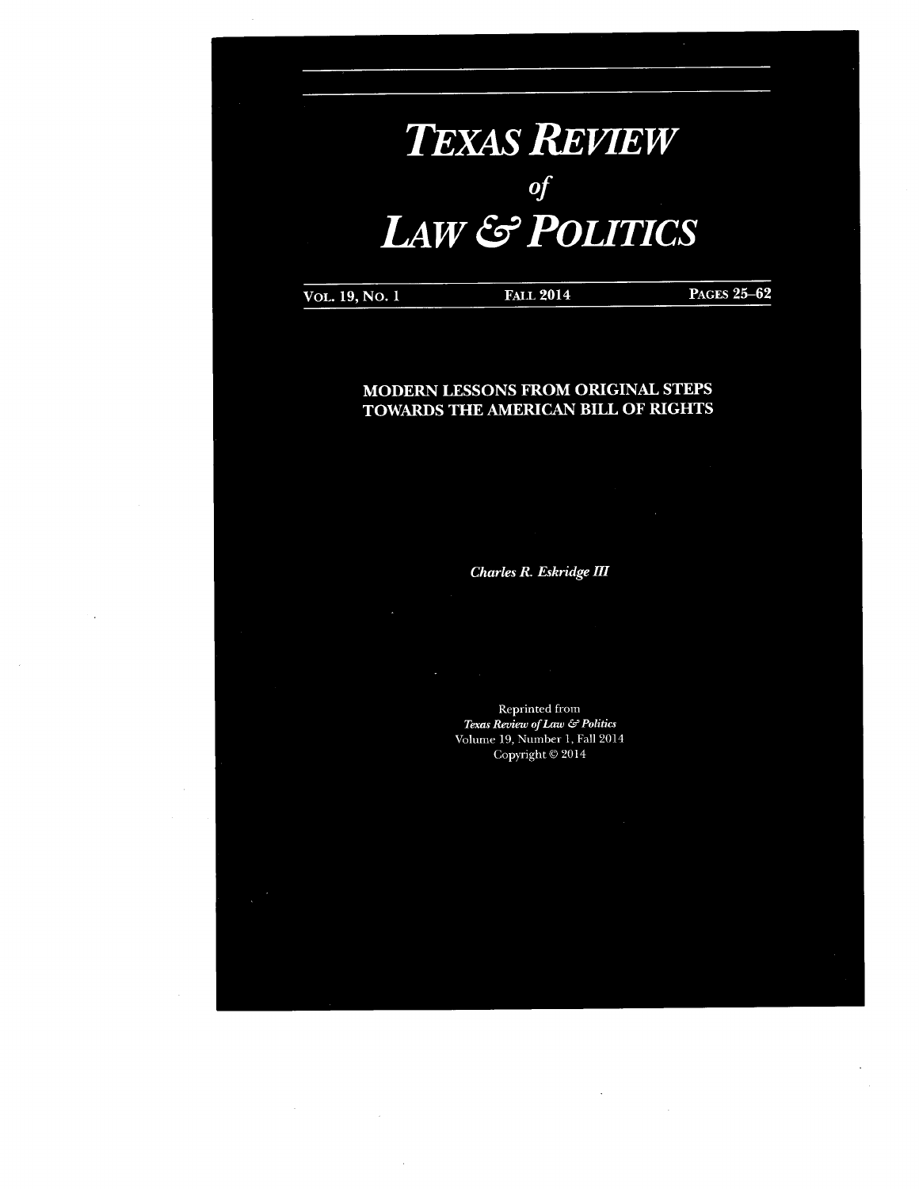# *TEXAS REVIEW*
## *of*
# *LAW & POLITICS*

VOL. 19, NO. 1 | FALL 2014 | PAGES 25–62

## MODERN LESSONS FROM ORIGINAL STEPS TOWARDS THE AMERICAN BILL OF RIGHTS

*Charles R. Eskridge III*

Reprinted from
*Texas Review of Law & Politics*
Volume 19, Number 1, Fall 2014
Copyright © 2014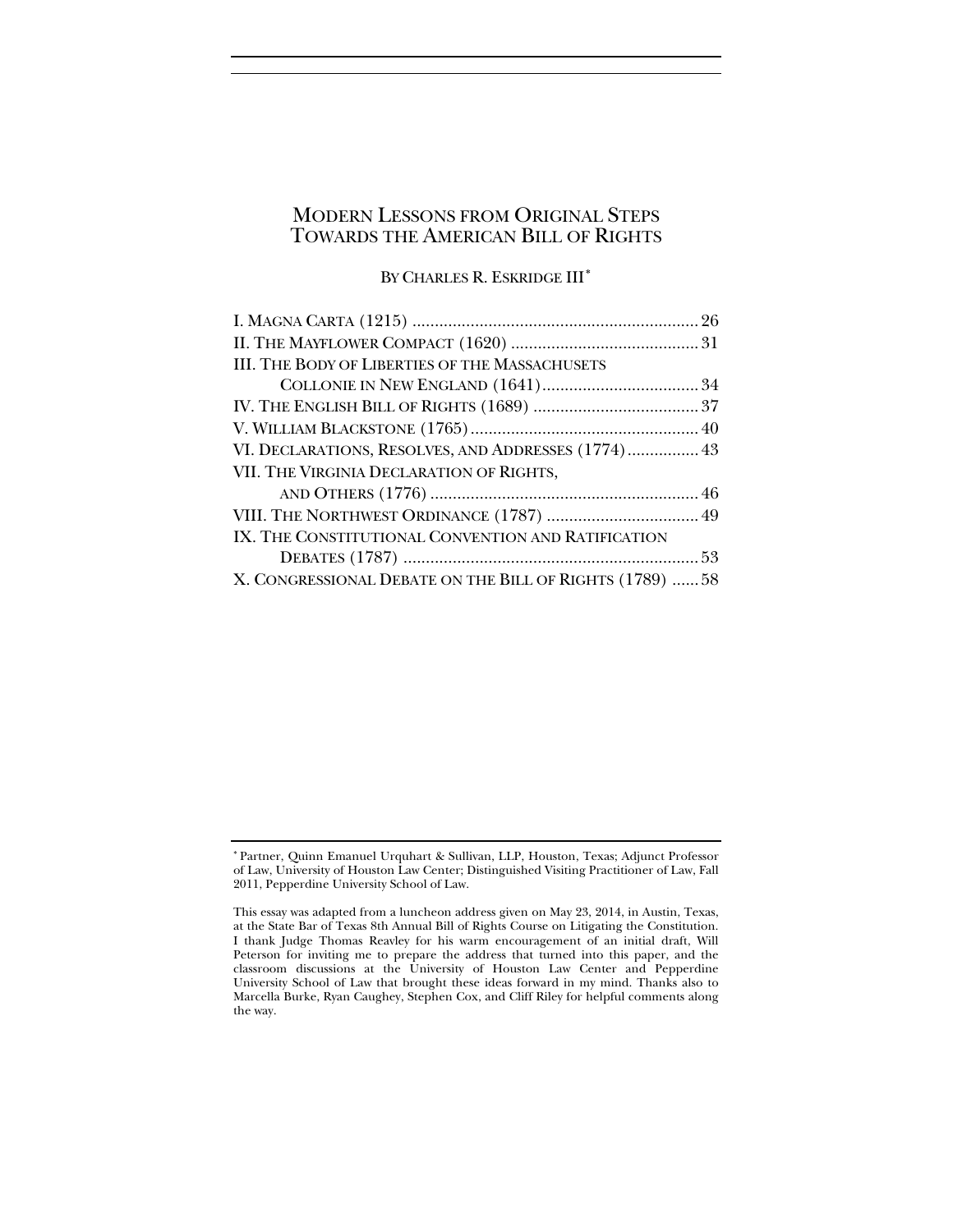# MODERN LESSONS FROM ORIGINAL STEPS TOWARDS THE AMERICAN BILL OF RIGHTS

BY CHARLES R. ESKRIDGE III*

I. MAGNA CARTA (1215) ............................................................... 26
II. THE MAYFLOWER COMPACT (1620) ......................................... 31
III. THE BODY OF LIBERTIES OF THE MASSACHUSETS COLLONIE IN NEW ENGLAND (1641) .................................. 34
IV. THE ENGLISH BILL OF RIGHTS (1689) .................................... 37
V. WILLIAM BLACKSTONE (1765) .................................................. 40
VI. DECLARATIONS, RESOLVES, AND ADDRESSES (1774) ............... 43
VII. THE VIRGINIA DECLARATION OF RIGHTS, AND OTHERS (1776) ........................................................... 46
VIII. THE NORTHWEST ORDINANCE (1787) ................................. 49
IX. THE CONSTITUTIONAL CONVENTION AND RATIFICATION DEBATES (1787) ................................................................ 53
X. CONGRESSIONAL DEBATE ON THE BILL OF RIGHTS (1789) ...... 58

---

* Partner, Quinn Emanuel Urquhart & Sullivan, LLP, Houston, Texas; Adjunct Professor of Law, University of Houston Law Center; Distinguished Visiting Practitioner of Law, Fall 2011, Pepperdine University School of Law.

This essay was adapted from a luncheon address given on May 23, 2014, in Austin, Texas, at the State Bar of Texas 8th Annual Bill of Rights Course on Litigating the Constitution. I thank Judge Thomas Reavley for his warm encouragement of an initial draft, Will Peterson for inviting me to prepare the address that turned into this paper, and the classroom discussions at the University of Houston Law Center and Pepperdine University School of Law that brought these ideas forward in my mind. Thanks also to Marcella Burke, Ryan Caughey, Stephen Cox, and Cliff Riley for helpful comments along the way.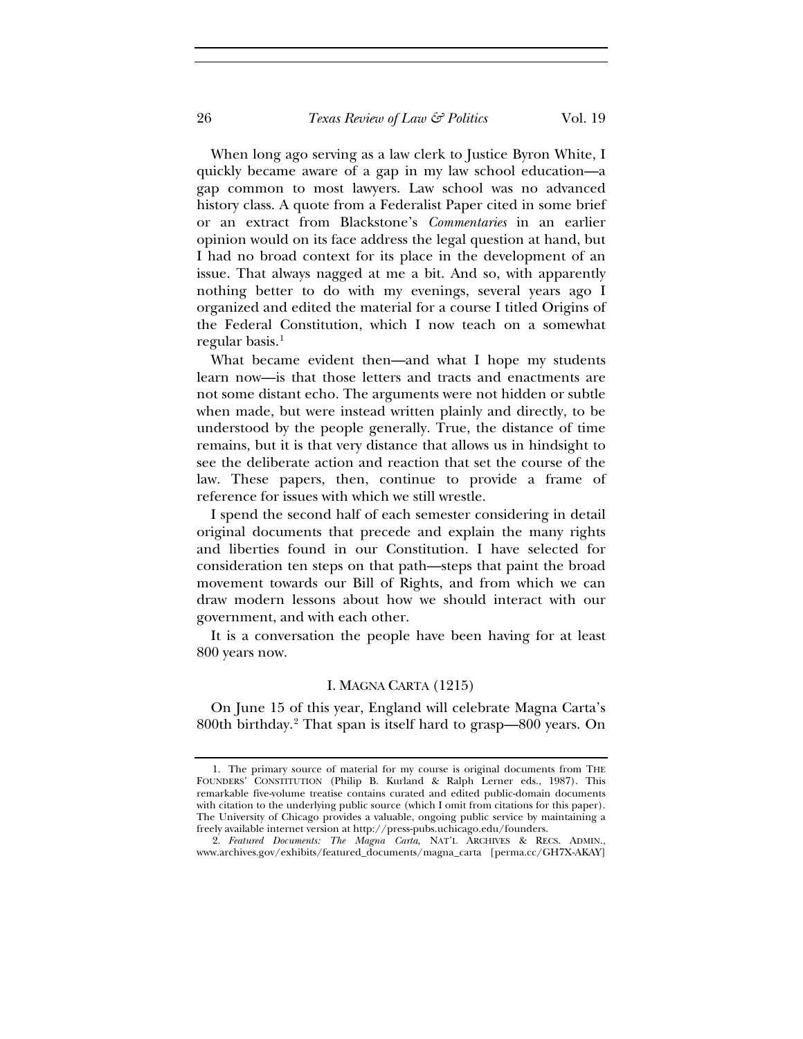When long ago serving as a law clerk to Justice Byron White, I quickly became aware of a gap in my law school education—a gap common to most lawyers. Law school was no advanced history class. A quote from a Federalist Paper cited in some brief or an extract from Blackstone's *Commentaries* in an earlier opinion would on its face address the legal question at hand, but I had no broad context for its place in the development of an issue. That always nagged at me a bit. And so, with apparently nothing better to do with my evenings, several years ago I organized and edited the material for a course I titled Origins of the Federal Constitution, which I now teach on a somewhat regular basis.[1]

What became evident then—and what I hope my students learn now—is that those letters and tracts and enactments are not some distant echo. The arguments were not hidden or subtle when made, but were instead written plainly and directly, to be understood by the people generally. True, the distance of time remains, but it is that very distance that allows us in hindsight to see the deliberate action and reaction that set the course of the law. These papers, then, continue to provide a frame of reference for issues with which we still wrestle.

I spend the second half of each semester considering in detail original documents that precede and explain the many rights and liberties found in our Constitution. I have selected for consideration ten steps on that path—steps that paint the broad movement towards our Bill of Rights, and from which we can draw modern lessons about how we should interact with our government, and with each other.

It is a conversation the people have been having for at least 800 years now.

## I. MAGNA CARTA (1215)

On June 15 of this year, England will celebrate Magna Carta's 800th birthday.[2] That span is itself hard to grasp—800 years. On

---

1. The primary source of material for my course is original documents from THE FOUNDERS' CONSTITUTION (Philip B. Kurland & Ralph Lerner eds., 1987). This remarkable five-volume treatise contains curated and edited public-domain documents with citation to the underlying public source (which I omit from citations for this paper). The University of Chicago provides a valuable, ongoing public service by maintaining a freely available internet version at http://press-pubs.uchicago.edu/founders.

2. *Featured Documents: The Magna Carta*, NAT'L ARCHIVES & RECS. ADMIN., www.archives.gov/exhibits/featured_documents/magna_carta [perma.cc/GH7X-AKAY]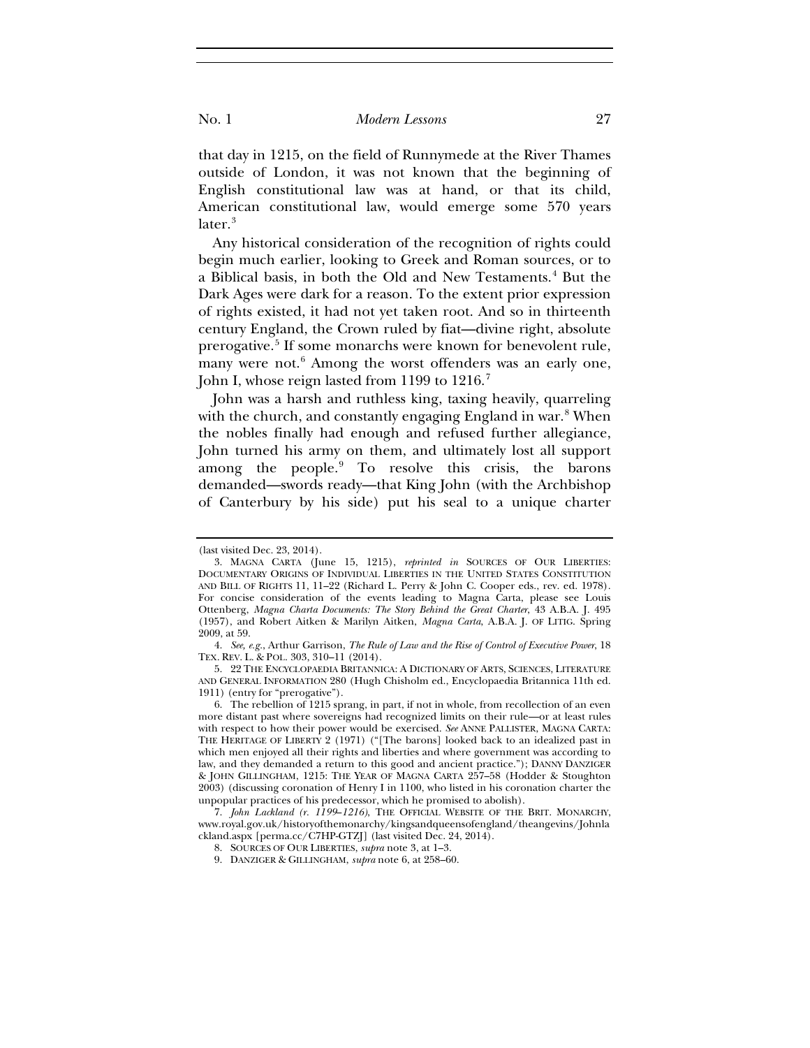that day in 1215, on the field of Runnymede at the River Thames outside of London, it was not known that the beginning of English constitutional law was at hand, or that its child, American constitutional law, would emerge some 570 years later.[3]

Any historical consideration of the recognition of rights could begin much earlier, looking to Greek and Roman sources, or to a Biblical basis, in both the Old and New Testaments.[4] But the Dark Ages were dark for a reason. To the extent prior expression of rights existed, it had not yet taken root. And so in thirteenth century England, the Crown ruled by fiat—divine right, absolute prerogative.[5] If some monarchs were known for benevolent rule, many were not.[6] Among the worst offenders was an early one, John I, whose reign lasted from 1199 to 1216.[7]

John was a harsh and ruthless king, taxing heavily, quarreling with the church, and constantly engaging England in war.[8] When the nobles finally had enough and refused further allegiance, John turned his army on them, and ultimately lost all support among the people.[9] To resolve this crisis, the barons demanded—swords ready—that King John (with the Archbishop of Canterbury by his side) put his seal to a unique charter

---

(last visited Dec. 23, 2014).

3. MAGNA CARTA (June 15, 1215), *reprinted in* SOURCES OF OUR LIBERTIES: DOCUMENTARY ORIGINS OF INDIVIDUAL LIBERTIES IN THE UNITED STATES CONSTITUTION AND BILL OF RIGHTS 11, 11–22 (Richard L. Perry & John C. Cooper eds., rev. ed. 1978). For concise consideration of the events leading to Magna Carta, please see Louis Ottenberg, *Magna Charta Documents: The Story Behind the Great Charter*, 43 A.B.A. J. 495 (1957), and Robert Aitken & Marilyn Aitken, *Magna Carta*, A.B.A. J. OF LITIG. Spring 2009, at 59.

4. *See, e.g.*, Arthur Garrison, *The Rule of Law and the Rise of Control of Executive Power*, 18 TEX. REV. L. & POL. 303, 310–11 (2014).

5. 22 THE ENCYCLOPAEDIA BRITANNICA: A DICTIONARY OF ARTS, SCIENCES, LITERATURE AND GENERAL INFORMATION 280 (Hugh Chisholm ed., Encyclopaedia Britannica 11th ed. 1911) (entry for "prerogative").

6. The rebellion of 1215 sprang, in part, if not in whole, from recollection of an even more distant past where sovereigns had recognized limits on their rule—or at least rules with respect to how their power would be exercised. *See* ANNE PALLISTER, MAGNA CARTA: THE HERITAGE OF LIBERTY 2 (1971) ("[The barons] looked back to an idealized past in which men enjoyed all their rights and liberties and where government was according to law, and they demanded a return to this good and ancient practice."); DANNY DANZIGER & JOHN GILLINGHAM, 1215: THE YEAR OF MAGNA CARTA 257–58 (Hodder & Stoughton 2003) (discussing coronation of Henry I in 1100, who listed in his coronation charter the unpopular practices of his predecessor, which he promised to abolish).

7. *John Lackland (r. 1199–1216)*, THE OFFICIAL WEBSITE OF THE BRIT. MONARCHY, www.royal.gov.uk/historyofthemonarchy/kingsandqueensofengland/theangevins/Johnlackland.aspx [perma.cc/C7HP-GTZJ] (last visited Dec. 24, 2014).

8. SOURCES OF OUR LIBERTIES, *supra* note 3, at 1–3.

9. DANZIGER & GILLINGHAM, *supra* note 6, at 258–60.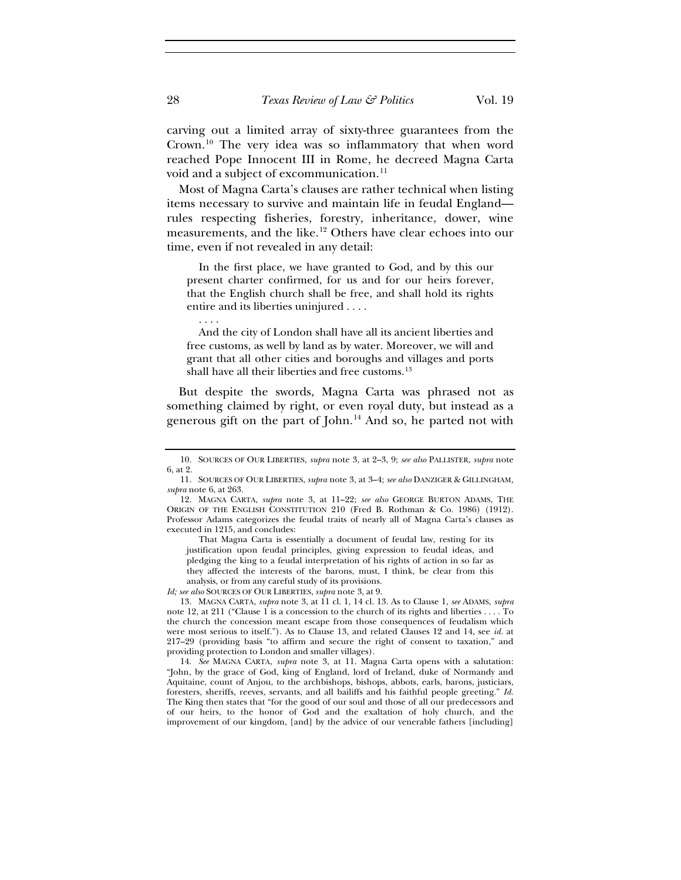carving out a limited array of sixty-three guarantees from the Crown.[10] The very idea was so inflammatory that when word reached Pope Innocent III in Rome, he decreed Magna Carta void and a subject of excommunication.[11]

Most of Magna Carta's clauses are rather technical when listing items necessary to survive and maintain life in feudal England—rules respecting fisheries, forestry, inheritance, dower, wine measurements, and the like.[12] Others have clear echoes into our time, even if not revealed in any detail:

> In the first place, we have granted to God, and by this our present charter confirmed, for us and for our heirs forever, that the English church shall be free, and shall hold its rights entire and its liberties uninjured . . . .
>
> . . . .
>
> And the city of London shall have all its ancient liberties and free customs, as well by land as by water. Moreover, we will and grant that all other cities and boroughs and villages and ports shall have all their liberties and free customs.[13]

But despite the swords, Magna Carta was phrased not as something claimed by right, or even royal duty, but instead as a generous gift on the part of John.[14] And so, he parted not with

---

10. SOURCES OF OUR LIBERTIES, *supra* note 3, at 2–3, 9; *see also* PALLISTER, *supra* note 6, at 2.

11. SOURCES OF OUR LIBERTIES, *supra* note 3, at 3–4; *see also* DANZIGER & GILLINGHAM, *supra* note 6, at 263.

12. MAGNA CARTA, *supra* note 3, at 11–22; *see also* GEORGE BURTON ADAMS, THE ORIGIN OF THE ENGLISH CONSTITUTION 210 (Fred B. Rothman & Co. 1986) (1912). Professor Adams categorizes the feudal traits of nearly all of Magna Carta's clauses as executed in 1215, and concludes:

> That Magna Carta is essentially a document of feudal law, resting for its justification upon feudal principles, giving expression to feudal ideas, and pledging the king to a feudal interpretation of his rights of action in so far as they affected the interests of the barons, must, I think, be clear from this analysis, or from any careful study of its provisions.

*Id; see also* SOURCES OF OUR LIBERTIES, *supra* note 3, at 9.

13. MAGNA CARTA, *supra* note 3, at 11 cl. 1, 14 cl. 13. As to Clause 1, *see* ADAMS, *supra* note 12, at 211 ("Clause 1 is a concession to the church of its rights and liberties . . . . To the church the concession meant escape from those consequences of feudalism which were most serious to itself."). As to Clause 13, and related Clauses 12 and 14, see *id.* at 217–29 (providing basis "to affirm and secure the right of consent to taxation," and providing protection to London and smaller villages).

14. *See* MAGNA CARTA, *supra* note 3, at 11. Magna Carta opens with a salutation: "John, by the grace of God, king of England, lord of Ireland, duke of Normandy and Aquitaine, count of Anjou, to the archbishops, bishops, abbots, earls, barons, justiciars, foresters, sheriffs, reeves, servants, and all bailiffs and his faithful people greeting." *Id.* The King then states that "for the good of our soul and those of all our predecessors and of our heirs, to the honor of God and the exaltation of holy church, and the improvement of our kingdom, [and] by the advice of our venerable fathers [including]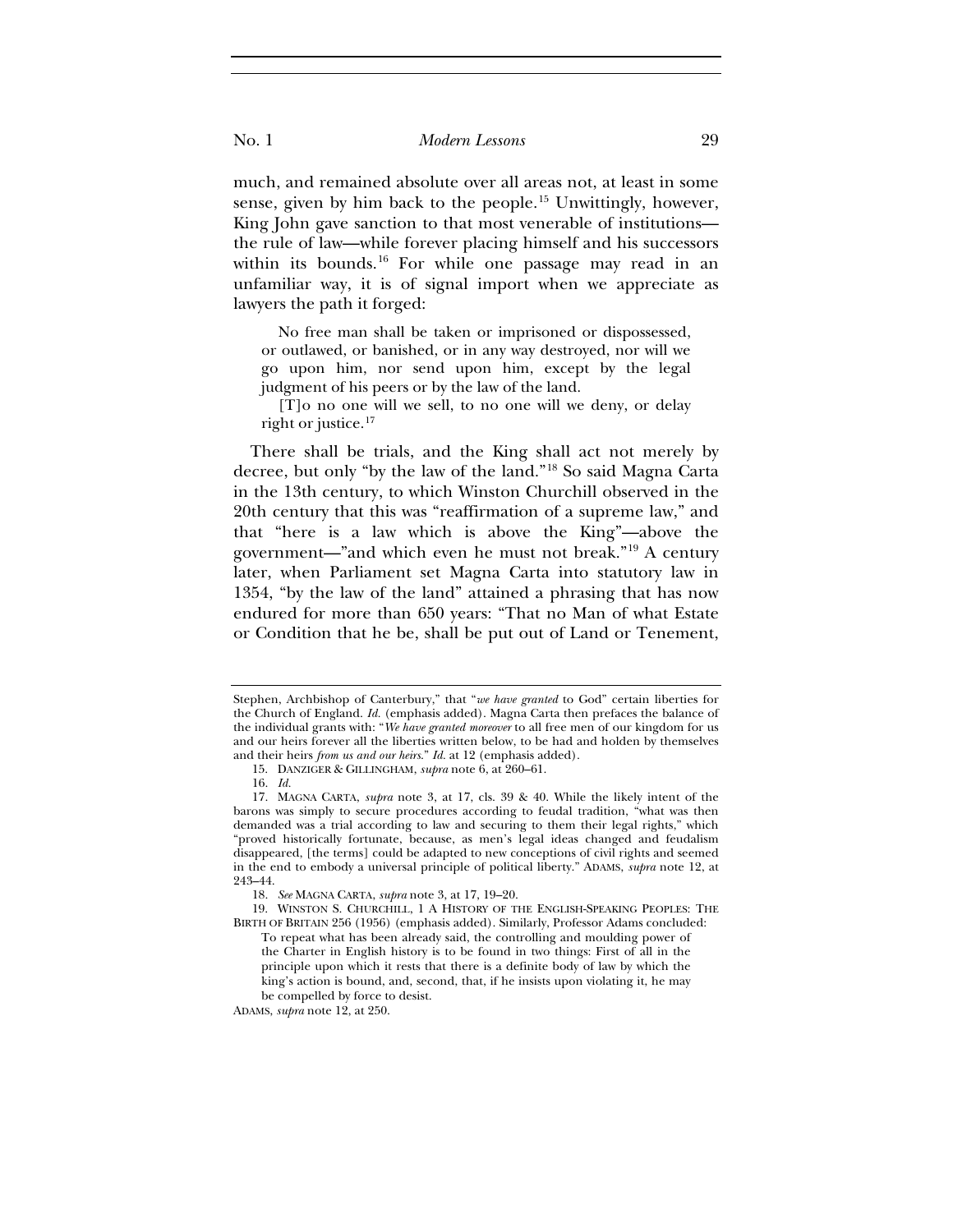much, and remained absolute over all areas not, at least in some sense, given by him back to the people.[15] Unwittingly, however, King John gave sanction to that most venerable of institutions—the rule of law—while forever placing himself and his successors within its bounds.[16] For while one passage may read in an unfamiliar way, it is of signal import when we appreciate as lawyers the path it forged:

> No free man shall be taken or imprisoned or dispossessed, or outlawed, or banished, or in any way destroyed, nor will we go upon him, nor send upon him, except by the legal judgment of his peers or by the law of the land.
>
> [T]o no one will we sell, to no one will we deny, or delay right or justice.[17]

There shall be trials, and the King shall act not merely by decree, but only "by the law of the land."[18] So said Magna Carta in the 13th century, to which Winston Churchill observed in the 20th century that this was "reaffirmation of a supreme law," and that "here is a law which is above the King"—above the government—"and which even he must not break."[19] A century later, when Parliament set Magna Carta into statutory law in 1354, "by the law of the land" attained a phrasing that has now endured for more than 650 years: "That no Man of what Estate or Condition that he be, shall be put out of Land or Tenement,

---

Stephen, Archbishop of Canterbury," that "*we have granted* to God" certain liberties for the Church of England. *Id.* (emphasis added). Magna Carta then prefaces the balance of the individual grants with: "*We have granted moreover* to all free men of our kingdom for us and our heirs forever all the liberties written below, to be had and holden by themselves and their heirs *from us and our heirs*." *Id.* at 12 (emphasis added).

15. DANZIGER & GILLINGHAM, *supra* note 6, at 260–61.

16. *Id.*

17. MAGNA CARTA, *supra* note 3, at 17, cls. 39 & 40. While the likely intent of the barons was simply to secure procedures according to feudal tradition, "what was then demanded was a trial according to law and securing to them their legal rights," which "proved historically fortunate, because, as men's legal ideas changed and feudalism disappeared, [the terms] could be adapted to new conceptions of civil rights and seemed in the end to embody a universal principle of political liberty." ADAMS, *supra* note 12, at 243–44.

18. *See* MAGNA CARTA, *supra* note 3, at 17, 19–20.

19. WINSTON S. CHURCHILL, 1 A HISTORY OF THE ENGLISH-SPEAKING PEOPLES: THE BIRTH OF BRITAIN 256 (1956) (emphasis added). Similarly, Professor Adams concluded:

> To repeat what has been already said, the controlling and moulding power of the Charter in English history is to be found in two things: First of all in the principle upon which it rests that there is a definite body of law by which the king's action is bound, and, second, that, if he insists upon violating it, he may be compelled by force to desist.

ADAMS, *supra* note 12, at 250.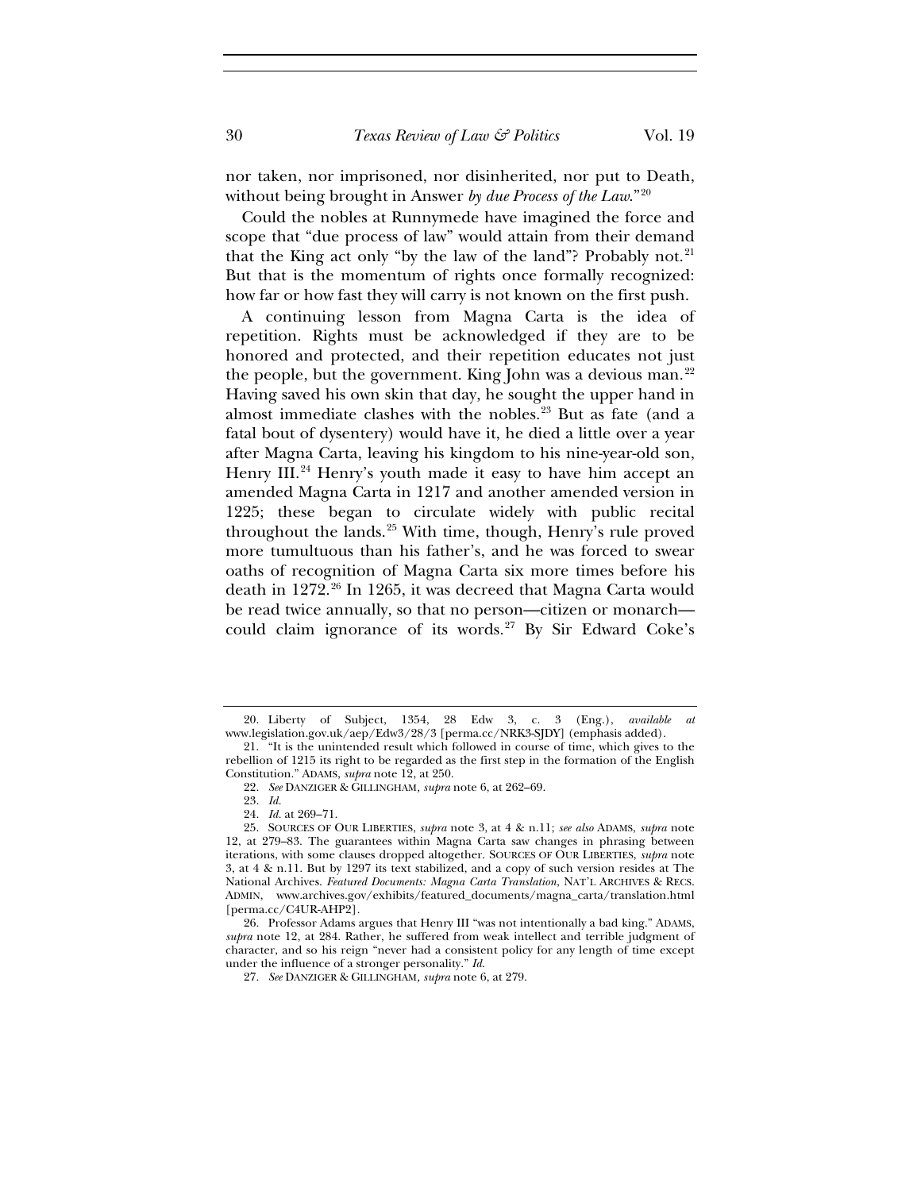nor taken, nor imprisoned, nor disinherited, nor put to Death, without being brought in Answer *by due Process of the Law*."[20]

Could the nobles at Runnymede have imagined the force and scope that "due process of law" would attain from their demand that the King act only "by the law of the land"? Probably not.[21] But that is the momentum of rights once formally recognized: how far or how fast they will carry is not known on the first push.

A continuing lesson from Magna Carta is the idea of repetition. Rights must be acknowledged if they are to be honored and protected, and their repetition educates not just the people, but the government. King John was a devious man.[22] Having saved his own skin that day, he sought the upper hand in almost immediate clashes with the nobles.[23] But as fate (and a fatal bout of dysentery) would have it, he died a little over a year after Magna Carta, leaving his kingdom to his nine-year-old son, Henry III.[24] Henry's youth made it easy to have him accept an amended Magna Carta in 1217 and another amended version in 1225; these began to circulate widely with public recital throughout the lands.[25] With time, though, Henry's rule proved more tumultuous than his father's, and he was forced to swear oaths of recognition of Magna Carta six more times before his death in 1272.[26] In 1265, it was decreed that Magna Carta would be read twice annually, so that no person—citizen or monarch—could claim ignorance of its words.[27] By Sir Edward Coke's

---

20. Liberty of Subject, 1354, 28 Edw 3, c. 3 (Eng.), *available at* www.legislation.gov.uk/aep/Edw3/28/3 [perma.cc/NRK3-SJDY] (emphasis added).

21. "It is the unintended result which followed in course of time, which gives to the rebellion of 1215 its right to be regarded as the first step in the formation of the English Constitution." ADAMS, *supra* note 12, at 250.

22. *See* DANZIGER & GILLINGHAM, *supra* note 6, at 262–69.

23. *Id.*

24. *Id.* at 269–71.

25. SOURCES OF OUR LIBERTIES, *supra* note 3, at 4 & n.11; *see also* ADAMS, *supra* note 12, at 279–83. The guarantees within Magna Carta saw changes in phrasing between iterations, with some clauses dropped altogether. SOURCES OF OUR LIBERTIES, *supra* note 3, at 4 & n.11. But by 1297 its text stabilized, and a copy of such version resides at The National Archives. *Featured Documents: Magna Carta Translation*, NAT'L ARCHIVES & RECS. ADMIN, www.archives.gov/exhibits/featured_documents/magna_carta/translation.html [perma.cc/C4UR-AHP2].

26. Professor Adams argues that Henry III "was not intentionally a bad king." ADAMS, *supra* note 12, at 284. Rather, he suffered from weak intellect and terrible judgment of character, and so his reign "never had a consistent policy for any length of time except under the influence of a stronger personality." *Id.*

27. *See* DANZIGER & GILLINGHAM, *supra* note 6, at 279.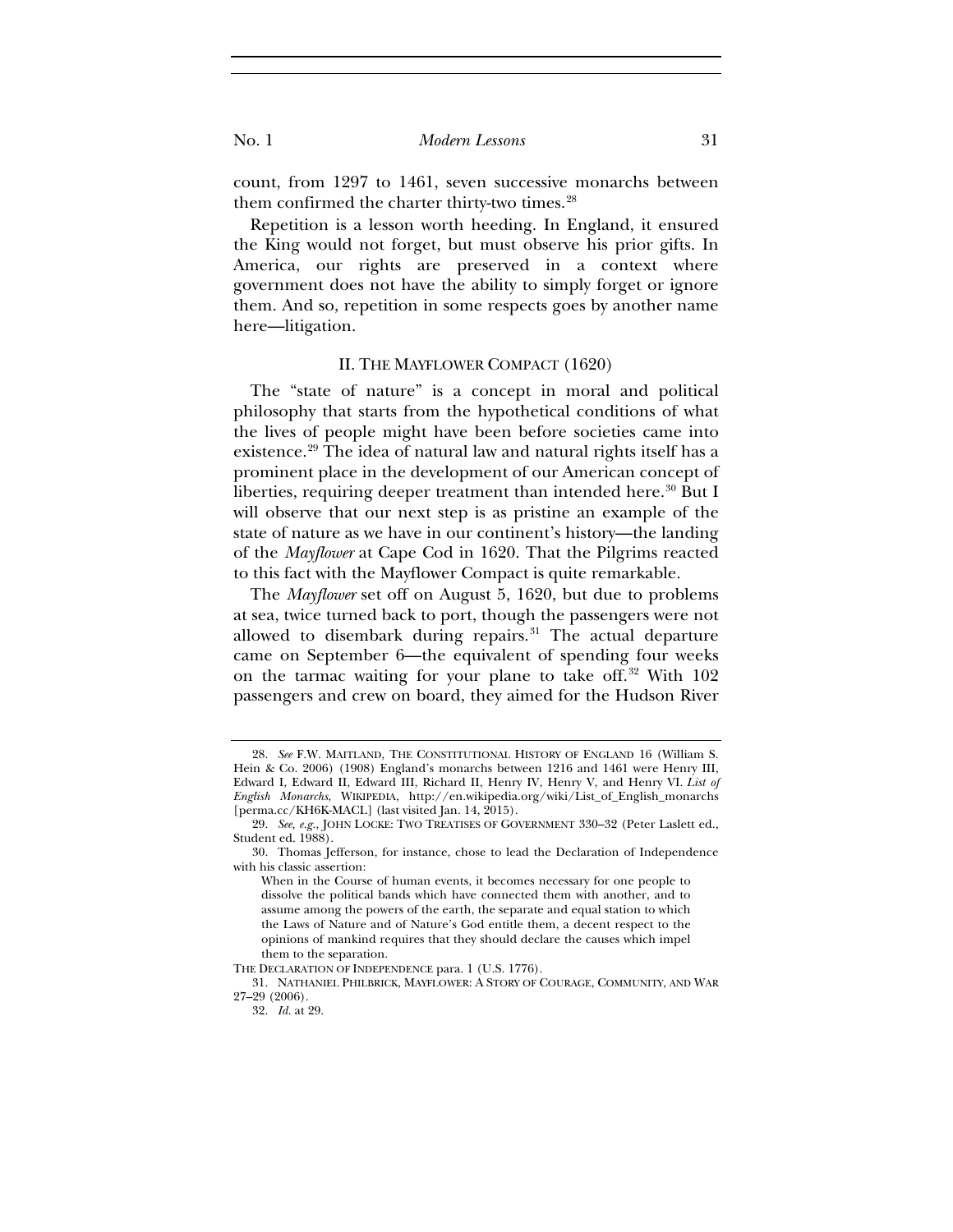count, from 1297 to 1461, seven successive monarchs between them confirmed the charter thirty-two times.[28]

Repetition is a lesson worth heeding. In England, it ensured the King would not forget, but must observe his prior gifts. In America, our rights are preserved in a context where government does not have the ability to simply forget or ignore them. And so, repetition in some respects goes by another name here—litigation.

## II. THE MAYFLOWER COMPACT (1620)

The "state of nature" is a concept in moral and political philosophy that starts from the hypothetical conditions of what the lives of people might have been before societies came into existence.[29] The idea of natural law and natural rights itself has a prominent place in the development of our American concept of liberties, requiring deeper treatment than intended here.[30] But I will observe that our next step is as pristine an example of the state of nature as we have in our continent's history—the landing of the *Mayflower* at Cape Cod in 1620. That the Pilgrims reacted to this fact with the Mayflower Compact is quite remarkable.

The *Mayflower* set off on August 5, 1620, but due to problems at sea, twice turned back to port, though the passengers were not allowed to disembark during repairs.[31] The actual departure came on September 6—the equivalent of spending four weeks on the tarmac waiting for your plane to take off.[32] With 102 passengers and crew on board, they aimed for the Hudson River

---

28. *See* F.W. MAITLAND, THE CONSTITUTIONAL HISTORY OF ENGLAND 16 (William S. Hein & Co. 2006) (1908) England's monarchs between 1216 and 1461 were Henry III, Edward I, Edward II, Edward III, Richard II, Henry IV, Henry V, and Henry VI. *List of English Monarchs*, WIKIPEDIA, http://en.wikipedia.org/wiki/List_of_English_monarchs [perma.cc/KH6K-MACL] (last visited Jan. 14, 2015).

29. *See, e.g.*, JOHN LOCKE: TWO TREATISES OF GOVERNMENT 330–32 (Peter Laslett ed., Student ed. 1988).

30. Thomas Jefferson, for instance, chose to lead the Declaration of Independence with his classic assertion:

> When in the Course of human events, it becomes necessary for one people to dissolve the political bands which have connected them with another, and to assume among the powers of the earth, the separate and equal station to which the Laws of Nature and of Nature's God entitle them, a decent respect to the opinions of mankind requires that they should declare the causes which impel them to the separation.

THE DECLARATION OF INDEPENDENCE para. 1 (U.S. 1776).

31. NATHANIEL PHILBRICK, MAYFLOWER: A STORY OF COURAGE, COMMUNITY, AND WAR 27–29 (2006).

32. *Id.* at 29.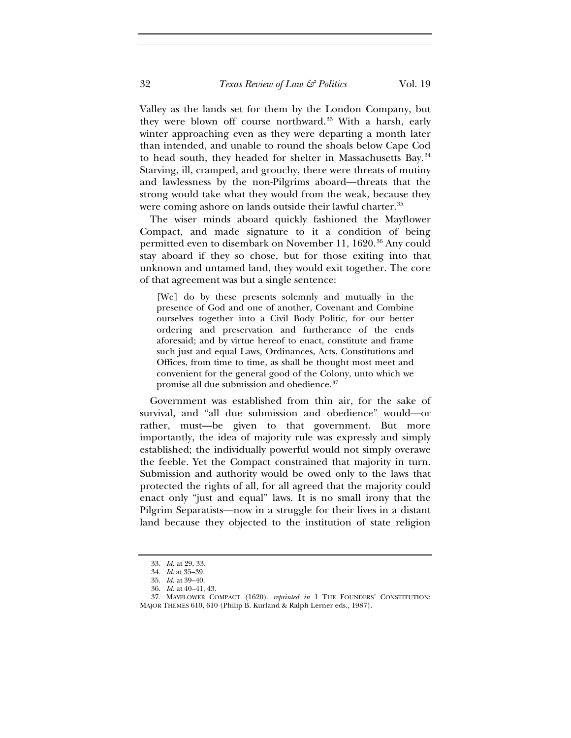Valley as the lands set for them by the London Company, but they were blown off course northward.[33] With a harsh, early winter approaching even as they were departing a month later than intended, and unable to round the shoals below Cape Cod to head south, they headed for shelter in Massachusetts Bay.[34] Starving, ill, cramped, and grouchy, there were threats of mutiny and lawlessness by the non-Pilgrims aboard—threats that the strong would take what they would from the weak, because they were coming ashore on lands outside their lawful charter.[35]

The wiser minds aboard quickly fashioned the Mayflower Compact, and made signature to it a condition of being permitted even to disembark on November 11, 1620.[36] Any could stay aboard if they so chose, but for those exiting into that unknown and untamed land, they would exit together. The core of that agreement was but a single sentence:

> [We] do by these presents solemnly and mutually in the presence of God and one of another, Covenant and Combine ourselves together into a Civil Body Politic, for our better ordering and preservation and furtherance of the ends aforesaid; and by virtue hereof to enact, constitute and frame such just and equal Laws, Ordinances, Acts, Constitutions and Offices, from time to time, as shall be thought most meet and convenient for the general good of the Colony, unto which we promise all due submission and obedience.[37]

Government was established from thin air, for the sake of survival, and "all due submission and obedience" would—or rather, must—be given to that government. But more importantly, the idea of majority rule was expressly and simply established; the individually powerful would not simply overawe the feeble. Yet the Compact constrained that majority in turn. Submission and authority would be owed only to the laws that protected the rights of all, for all agreed that the majority could enact only "just and equal" laws. It is no small irony that the Pilgrim Separatists—now in a struggle for their lives in a distant land because they objected to the institution of state religion

---

33. *Id.* at 29, 33.

34. *Id.* at 35–39.

35. *Id.* at 39–40.

36. *Id.* at 40–41, 43.

37. MAYFLOWER COMPACT (1620), *reprinted in* 1 THE FOUNDERS' CONSTITUTION: MAJOR THEMES 610, 610 (Philip B. Kurland & Ralph Lerner eds., 1987).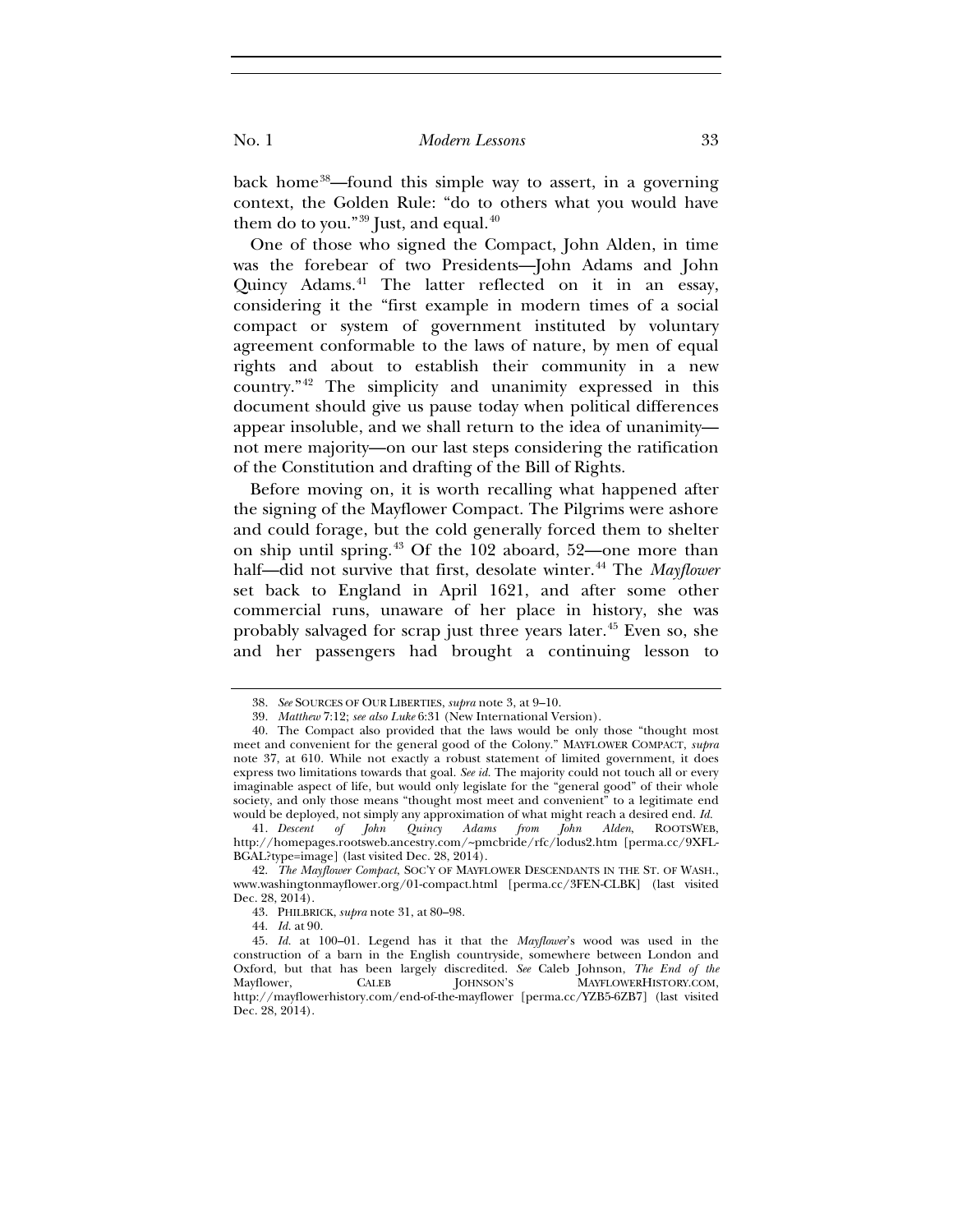back home[38]—found this simple way to assert, in a governing context, the Golden Rule: "do to others what you would have them do to you."[39] Just, and equal.[40]

One of those who signed the Compact, John Alden, in time was the forebear of two Presidents—John Adams and John Quincy Adams.[41] The latter reflected on it in an essay, considering it the "first example in modern times of a social compact or system of government instituted by voluntary agreement conformable to the laws of nature, by men of equal rights and about to establish their community in a new country."[42] The simplicity and unanimity expressed in this document should give us pause today when political differences appear insoluble, and we shall return to the idea of unanimity—not mere majority—on our last steps considering the ratification of the Constitution and drafting of the Bill of Rights.

Before moving on, it is worth recalling what happened after the signing of the Mayflower Compact. The Pilgrims were ashore and could forage, but the cold generally forced them to shelter on ship until spring.[43] Of the 102 aboard, 52—one more than half—did not survive that first, desolate winter.[44] The *Mayflower* set back to England in April 1621, and after some other commercial runs, unaware of her place in history, she was probably salvaged for scrap just three years later.[45] Even so, she and her passengers had brought a continuing lesson to

---

38. *See* SOURCES OF OUR LIBERTIES, *supra* note 3, at 9–10.

39. *Matthew* 7:12; *see also Luke* 6:31 (New International Version).

40. The Compact also provided that the laws would be only those "thought most meet and convenient for the general good of the Colony." MAYFLOWER COMPACT, *supra* note 37, at 610. While not exactly a robust statement of limited government, it does express two limitations towards that goal. *See id.* The majority could not touch all or every imaginable aspect of life, but would only legislate for the "general good" of their whole society, and only those means "thought most meet and convenient" to a legitimate end would be deployed, not simply any approximation of what might reach a desired end. *Id.*

41. *Descent of John Quincy Adams from John Alden*, ROOTSWEB, http://homepages.rootsweb.ancestry.com/~pmcbride/rfc/lodus2.htm [perma.cc/9XFL-BGAL?type=image] (last visited Dec. 28, 2014).

42. *The Mayflower Compact*, SOC'Y OF MAYFLOWER DESCENDANTS IN THE ST. OF WASH., www.washingtonmayflower.org/01-compact.html [perma.cc/3FEN-CLBK] (last visited Dec. 28, 2014).

43. PHILBRICK, *supra* note 31, at 80–98.

44. *Id.* at 90.

45. *Id.* at 100–01. Legend has it that the *Mayflower*'s wood was used in the construction of a barn in the English countryside, somewhere between London and Oxford, but that has been largely discredited. *See* Caleb Johnson, *The End of the* Mayflower, CALEB JOHNSON'S MAYFLOWERHISTORY.COM, http://mayflowerhistory.com/end-of-the-mayflower [perma.cc/YZB5-6ZB7] (last visited Dec. 28, 2014).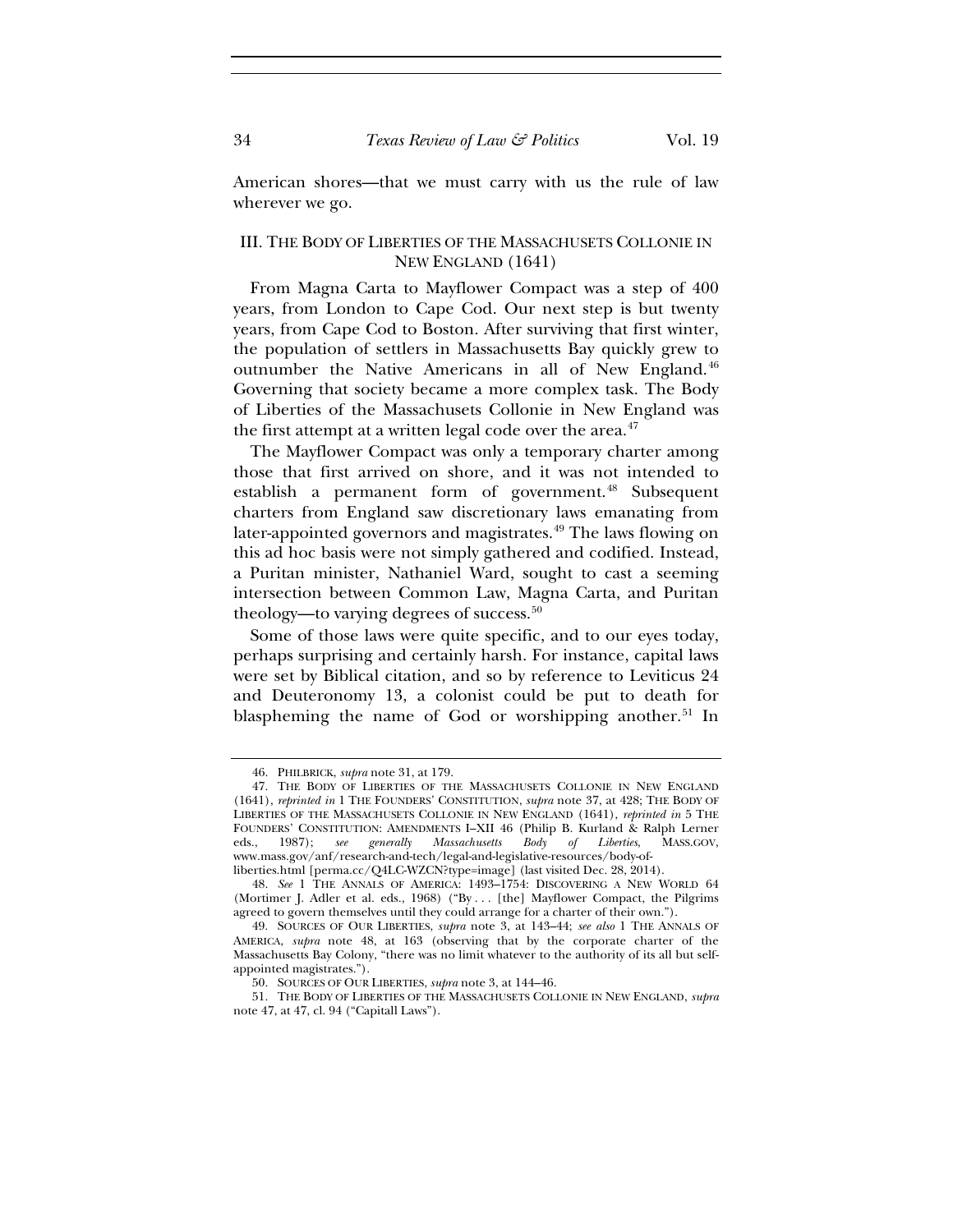American shores—that we must carry with us the rule of law wherever we go.

## III. THE BODY OF LIBERTIES OF THE MASSACHUSETS COLLONIE IN NEW ENGLAND (1641)

From Magna Carta to Mayflower Compact was a step of 400 years, from London to Cape Cod. Our next step is but twenty years, from Cape Cod to Boston. After surviving that first winter, the population of settlers in Massachusetts Bay quickly grew to outnumber the Native Americans in all of New England.[46] Governing that society became a more complex task. The Body of Liberties of the Massachusets Collonie in New England was the first attempt at a written legal code over the area.[47]

The Mayflower Compact was only a temporary charter among those that first arrived on shore, and it was not intended to establish a permanent form of government.[48] Subsequent charters from England saw discretionary laws emanating from later-appointed governors and magistrates.[49] The laws flowing on this ad hoc basis were not simply gathered and codified. Instead, a Puritan minister, Nathaniel Ward, sought to cast a seeming intersection between Common Law, Magna Carta, and Puritan theology—to varying degrees of success.[50]

Some of those laws were quite specific, and to our eyes today, perhaps surprising and certainly harsh. For instance, capital laws were set by Biblical citation, and so by reference to Leviticus 24 and Deuteronomy 13, a colonist could be put to death for blaspheming the name of God or worshipping another.[51] In

---

46. PHILBRICK, *supra* note 31, at 179.

47. THE BODY OF LIBERTIES OF THE MASSACHUSETS COLLONIE IN NEW ENGLAND (1641), *reprinted in* 1 THE FOUNDERS' CONSTITUTION, *supra* note 37, at 428; THE BODY OF LIBERTIES OF THE MASSACHUSETS COLLONIE IN NEW ENGLAND (1641), *reprinted in* 5 THE FOUNDERS' CONSTITUTION: AMENDMENTS I–XII 46 (Philip B. Kurland & Ralph Lerner eds., 1987); *see generally Massachusetts Body of Liberties*, MASS.GOV, www.mass.gov/anf/research-and-tech/legal-and-legislative-resources/body-of-liberties.html [perma.cc/Q4LC-WZCN?type=image] (last visited Dec. 28, 2014).

48. *See* 1 THE ANNALS OF AMERICA: 1493–1754: DISCOVERING A NEW WORLD 64 (Mortimer J. Adler et al. eds., 1968) ("By . . . [the] Mayflower Compact, the Pilgrims agreed to govern themselves until they could arrange for a charter of their own.").

49. SOURCES OF OUR LIBERTIES, *supra* note 3, at 143–44; *see also* 1 THE ANNALS OF AMERICA, *supra* note 48, at 163 (observing that by the corporate charter of the Massachusetts Bay Colony, "there was no limit whatever to the authority of its all but self-appointed magistrates.").

50. SOURCES OF OUR LIBERTIES, *supra* note 3, at 144–46.

51. THE BODY OF LIBERTIES OF THE MASSACHUSETS COLLONIE IN NEW ENGLAND, *supra* note 47, at 47, cl. 94 ("Capitall Laws").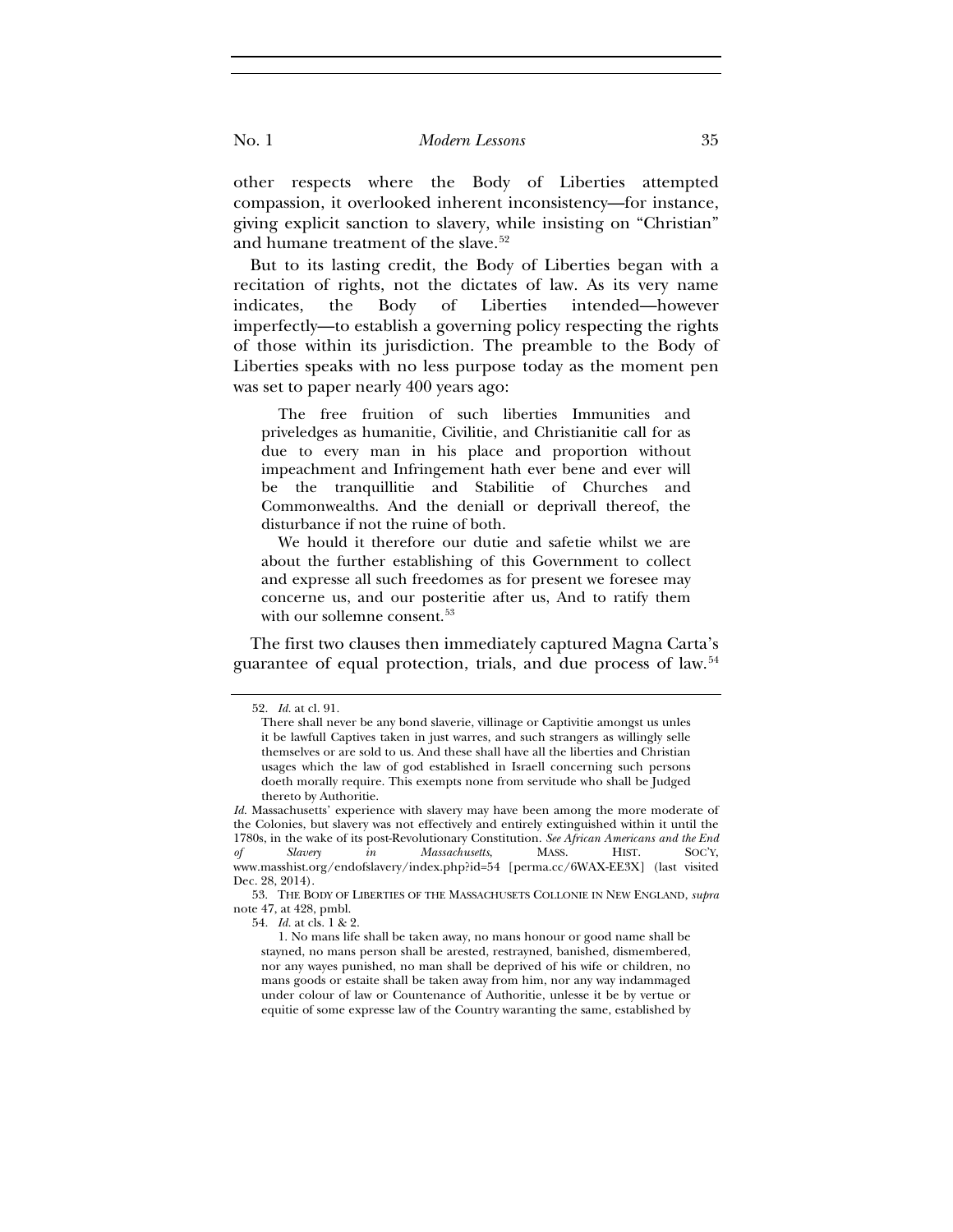other respects where the Body of Liberties attempted compassion, it overlooked inherent inconsistency—for instance, giving explicit sanction to slavery, while insisting on "Christian" and humane treatment of the slave.[52]

But to its lasting credit, the Body of Liberties began with a recitation of rights, not the dictates of law. As its very name indicates, the Body of Liberties intended—however imperfectly—to establish a governing policy respecting the rights of those within its jurisdiction. The preamble to the Body of Liberties speaks with no less purpose today as the moment pen was set to paper nearly 400 years ago:

> The free fruition of such liberties Immunities and priveledges as humanitie, Civilitie, and Christianitie call for as due to every man in his place and proportion without impeachment and Infringement hath ever bene and ever will be the tranquillitie and Stabilitie of Churches and Commonwealths. And the deniall or deprivall thereof, the disturbance if not the ruine of both.
>
> We hould it therefore our dutie and safetie whilst we are about the further establishing of this Government to collect and expresse all such freedomes as for present we foresee may concerne us, and our posteritie after us, And to ratify them with our sollemne consent.[53]

The first two clauses then immediately captured Magna Carta's guarantee of equal protection, trials, and due process of law.[54]

---

52. *Id.* at cl. 91.

> There shall never be any bond slaverie, villinage or Captivitie amongst us unles it be lawfull Captives taken in just warres, and such strangers as willingly selle themselves or are sold to us. And these shall have all the liberties and Christian usages which the law of god established in Israell concerning such persons doeth morally require. This exempts none from servitude who shall be Judged thereto by Authoritie.

*Id.* Massachusetts' experience with slavery may have been among the more moderate of the Colonies, but slavery was not effectively and entirely extinguished within it until the 1780s, in the wake of its post-Revolutionary Constitution. *See African Americans and the End of Slavery in Massachusetts*, MASS. HIST. SOC'Y, www.masshist.org/endofslavery/index.php?id=54 [perma.cc/6WAX-EE3X] (last visited Dec. 28, 2014).

53. THE BODY OF LIBERTIES OF THE MASSACHUSETS COLLONIE IN NEW ENGLAND, *supra* note 47, at 428, pmbl.

54. *Id.* at cls. 1 & 2.

> 1. No mans life shall be taken away, no mans honour or good name shall be stayned, no mans person shall be arested, restrayned, banished, dismembered, nor any wayes punished, no man shall be deprived of his wife or children, no mans goods or estaite shall be taken away from him, nor any way indammaged under colour of law or Countenance of Authoritie, unlesse it be by vertue or equitie of some expresse law of the Country waranting the same, established by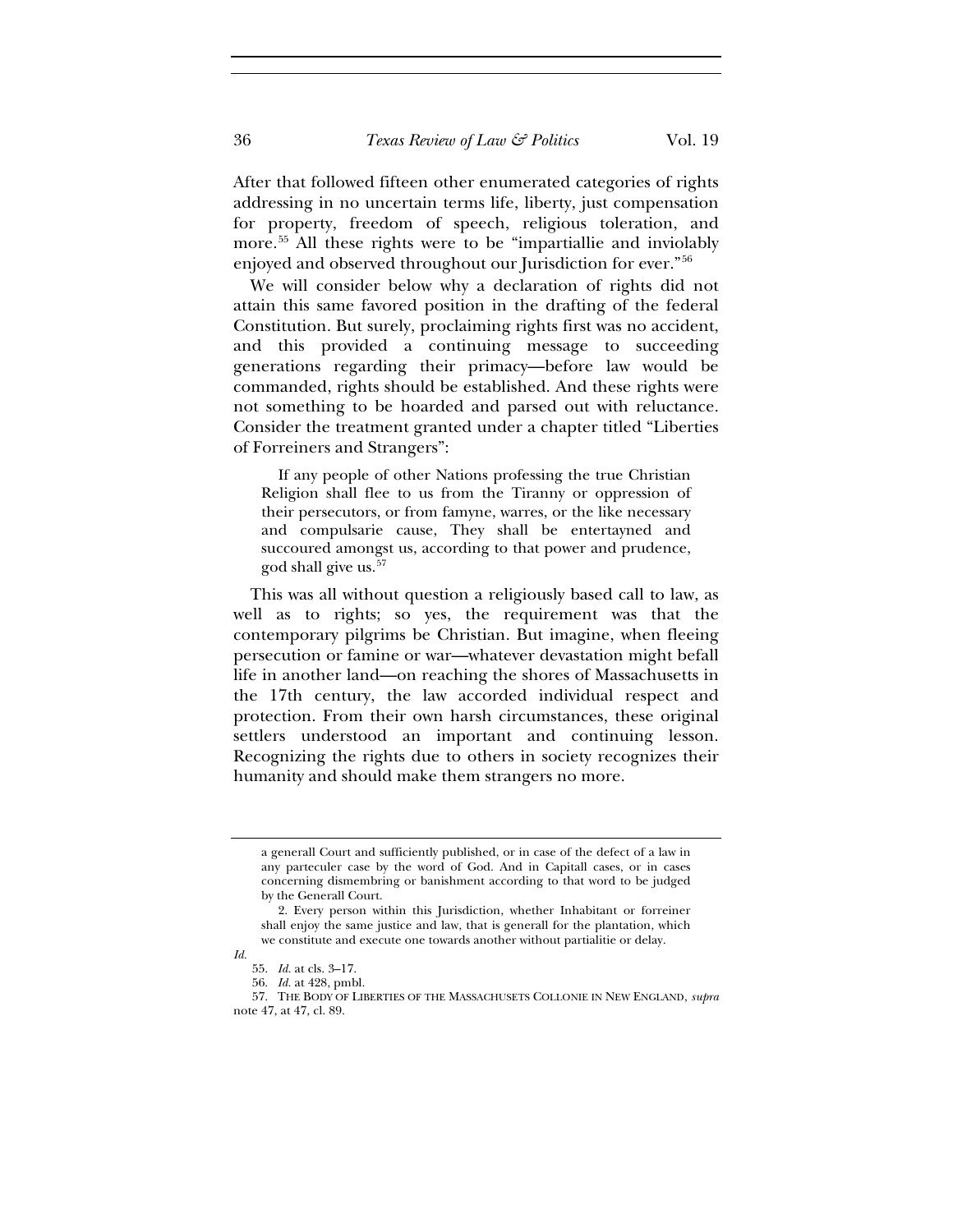After that followed fifteen other enumerated categories of rights addressing in no uncertain terms life, liberty, just compensation for property, freedom of speech, religious toleration, and more.[55] All these rights were to be "impartiallie and inviolably enjoyed and observed throughout our Jurisdiction for ever."[56]

We will consider below why a declaration of rights did not attain this same favored position in the drafting of the federal Constitution. But surely, proclaiming rights first was no accident, and this provided a continuing message to succeeding generations regarding their primacy—before law would be commanded, rights should be established. And these rights were not something to be hoarded and parsed out with reluctance. Consider the treatment granted under a chapter titled "Liberties of Forreiners and Strangers":

> If any people of other Nations professing the true Christian Religion shall flee to us from the Tiranny or oppression of their persecutors, or from famyne, warres, or the like necessary and compulsarie cause, They shall be entertayned and succoured amongst us, according to that power and prudence, god shall give us.[57]

This was all without question a religiously based call to law, as well as to rights; so yes, the requirement was that the contemporary pilgrims be Christian. But imagine, when fleeing persecution or famine or war—whatever devastation might befall life in another land—on reaching the shores of Massachusetts in the 17th century, the law accorded individual respect and protection. From their own harsh circumstances, these original settlers understood an important and continuing lesson. Recognizing the rights due to others in society recognizes their humanity and should make them strangers no more.

---

> a generall Court and sufficiently published, or in case of the defect of a law in any parteculer case by the word of God. And in Capitall cases, or in cases concerning dismembring or banishment according to that word to be judged by the Generall Court.
>
> 2. Every person within this Jurisdiction, whether Inhabitant or forreiner shall enjoy the same justice and law, that is generall for the plantation, which we constitute and execute one towards another without partialitie or delay.

*Id.*

55. *Id.* at cls. 3–17.

56. *Id.* at 428, pmbl.

57. THE BODY OF LIBERTIES OF THE MASSACHUSETS COLLONIE IN NEW ENGLAND, *supra* note 47, at 47, cl. 89.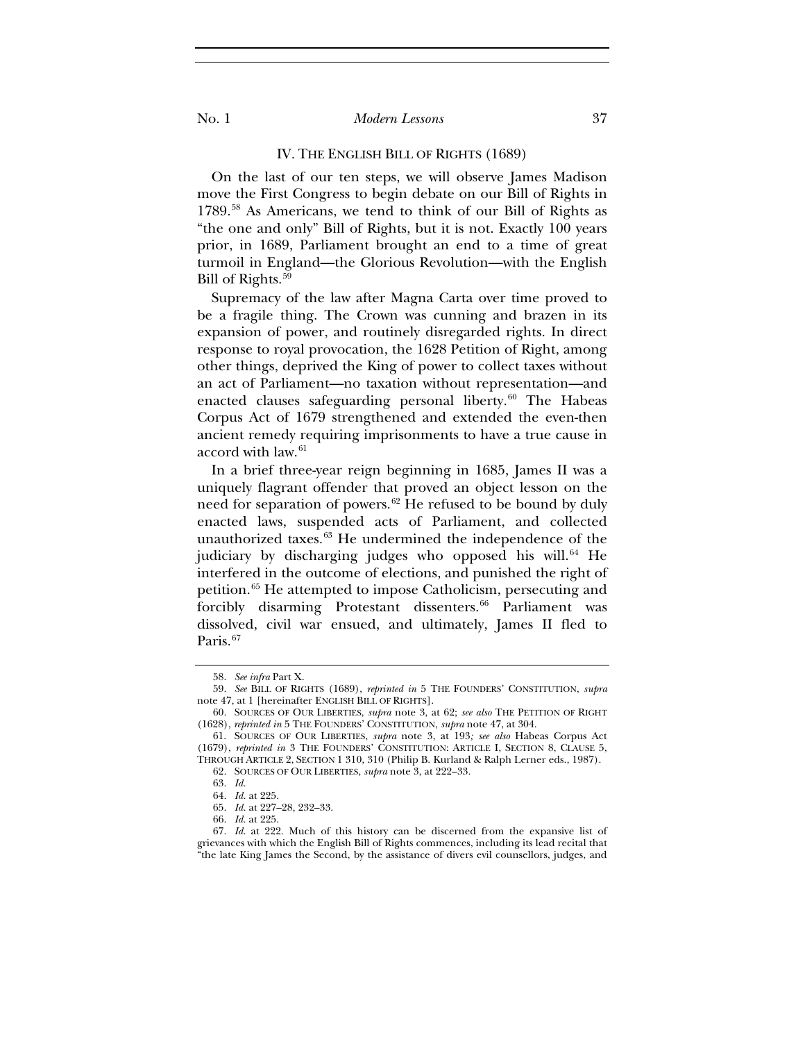## IV. THE ENGLISH BILL OF RIGHTS (1689)

On the last of our ten steps, we will observe James Madison move the First Congress to begin debate on our Bill of Rights in 1789.[58] As Americans, we tend to think of our Bill of Rights as "the one and only" Bill of Rights, but it is not. Exactly 100 years prior, in 1689, Parliament brought an end to a time of great turmoil in England—the Glorious Revolution—with the English Bill of Rights.[59]

Supremacy of the law after Magna Carta over time proved to be a fragile thing. The Crown was cunning and brazen in its expansion of power, and routinely disregarded rights. In direct response to royal provocation, the 1628 Petition of Right, among other things, deprived the King of power to collect taxes without an act of Parliament—no taxation without representation—and enacted clauses safeguarding personal liberty.[60] The Habeas Corpus Act of 1679 strengthened and extended the even-then ancient remedy requiring imprisonments to have a true cause in accord with law.[61]

In a brief three-year reign beginning in 1685, James II was a uniquely flagrant offender that proved an object lesson on the need for separation of powers.[62] He refused to be bound by duly enacted laws, suspended acts of Parliament, and collected unauthorized taxes.[63] He undermined the independence of the judiciary by discharging judges who opposed his will.[64] He interfered in the outcome of elections, and punished the right of petition.[65] He attempted to impose Catholicism, persecuting and forcibly disarming Protestant dissenters.[66] Parliament was dissolved, civil war ensued, and ultimately, James II fled to Paris.[67]

---

58. *See infra* Part X.

59. *See* BILL OF RIGHTS (1689), *reprinted in* 5 THE FOUNDERS' CONSTITUTION, *supra* note 47, at 1 [hereinafter ENGLISH BILL OF RIGHTS].

60. SOURCES OF OUR LIBERTIES, *supra* note 3, at 62; *see also* THE PETITION OF RIGHT (1628), *reprinted in* 5 THE FOUNDERS' CONSTITUTION, *supra* note 47, at 304.

61. SOURCES OF OUR LIBERTIES, *supra* note 3, at 193*; see also* Habeas Corpus Act (1679), *reprinted in* 3 THE FOUNDERS' CONSTITUTION: ARTICLE I, SECTION 8, CLAUSE 5, THROUGH ARTICLE 2, SECTION 1 310, 310 (Philip B. Kurland & Ralph Lerner eds., 1987).

62. SOURCES OF OUR LIBERTIES, *supra* note 3, at 222–33.

63. *Id.*

64. *Id.* at 225.

65. *Id.* at 227–28, 232–33.

66. *Id.* at 225.

67. *Id.* at 222. Much of this history can be discerned from the expansive list of grievances with which the English Bill of Rights commences, including its lead recital that "the late King James the Second, by the assistance of divers evil counsellors, judges, and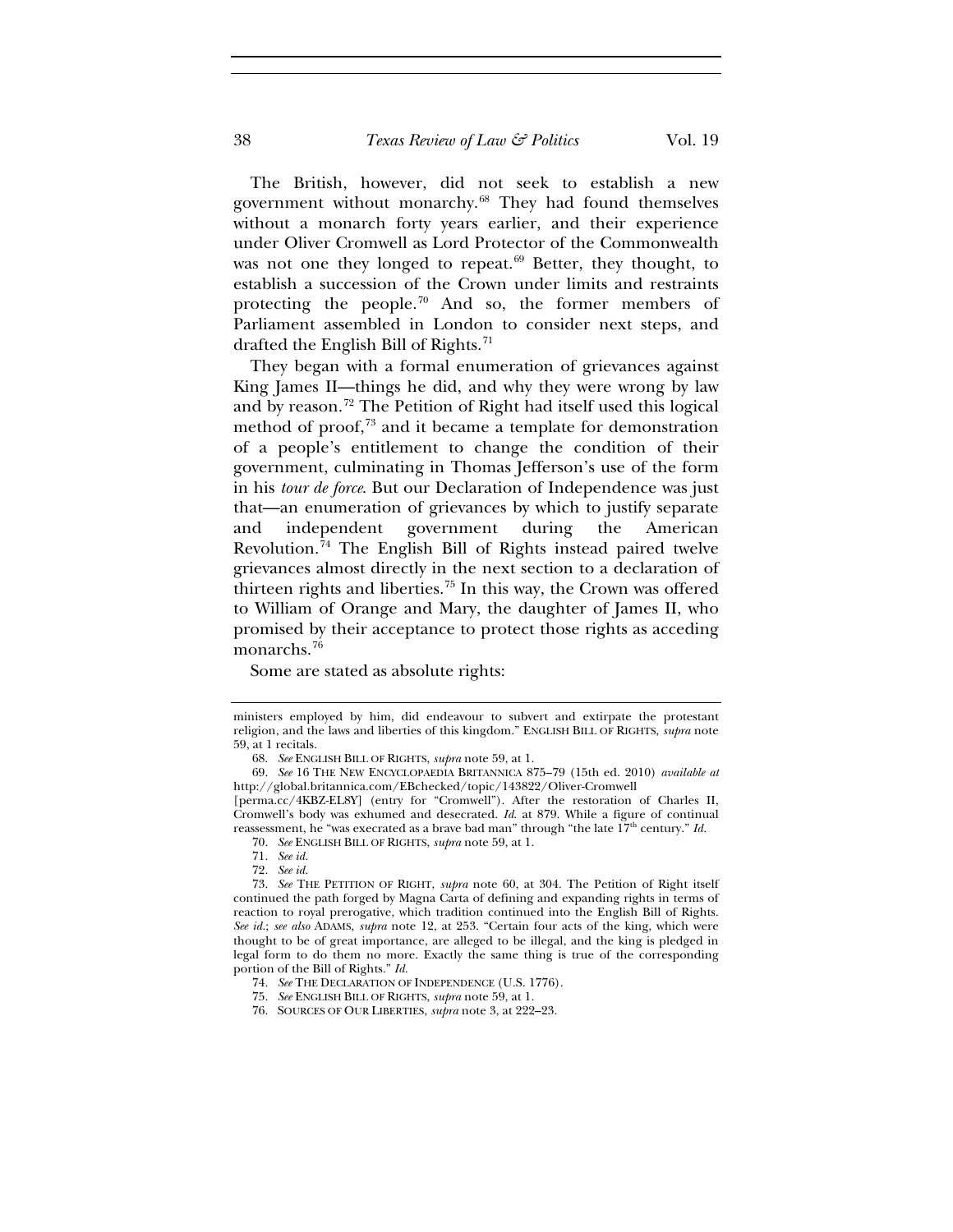The British, however, did not seek to establish a new government without monarchy.[68] They had found themselves without a monarch forty years earlier, and their experience under Oliver Cromwell as Lord Protector of the Commonwealth was not one they longed to repeat.[69] Better, they thought, to establish a succession of the Crown under limits and restraints protecting the people.[70] And so, the former members of Parliament assembled in London to consider next steps, and drafted the English Bill of Rights.[71]

They began with a formal enumeration of grievances against King James II—things he did, and why they were wrong by law and by reason.[72] The Petition of Right had itself used this logical method of proof,[73] and it became a template for demonstration of a people's entitlement to change the condition of their government, culminating in Thomas Jefferson's use of the form in his *tour de force*. But our Declaration of Independence was just that—an enumeration of grievances by which to justify separate and independent government during the American Revolution.[74] The English Bill of Rights instead paired twelve grievances almost directly in the next section to a declaration of thirteen rights and liberties.[75] In this way, the Crown was offered to William of Orange and Mary, the daughter of James II, who promised by their acceptance to protect those rights as acceding monarchs.[76]

Some are stated as absolute rights:

---

ministers employed by him, did endeavour to subvert and extirpate the protestant religion, and the laws and liberties of this kingdom." ENGLISH BILL OF RIGHTS, *supra* note 59, at 1 recitals.

68. *See* ENGLISH BILL OF RIGHTS, *supra* note 59, at 1.

69. *See* 16 THE NEW ENCYCLOPAEDIA BRITANNICA 875–79 (15th ed. 2010) *available at* http://global.britannica.com/EBchecked/topic/143822/Oliver-Cromwell [perma.cc/4KBZ-EL8Y] (entry for "Cromwell"). After the restoration of Charles II, Cromwell's body was exhumed and desecrated. *Id.* at 879. While a figure of continual reassessment, he "was execrated as a brave bad man" through "the late 17th century." *Id.*

70. *See* ENGLISH BILL OF RIGHTS, *supra* note 59, at 1.

71. *See id.*

72. *See id.*

73. *See* THE PETITION OF RIGHT, *supra* note 60, at 304. The Petition of Right itself continued the path forged by Magna Carta of defining and expanding rights in terms of reaction to royal prerogative, which tradition continued into the English Bill of Rights. *See id.*; *see also* ADAMS, *supra* note 12, at 253. "Certain four acts of the king, which were thought to be of great importance, are alleged to be illegal, and the king is pledged in legal form to do them no more. Exactly the same thing is true of the corresponding portion of the Bill of Rights." *Id.*

74. *See* THE DECLARATION OF INDEPENDENCE (U.S. 1776).

75. *See* ENGLISH BILL OF RIGHTS, *supra* note 59, at 1.

76. SOURCES OF OUR LIBERTIES, *supra* note 3, at 222–23.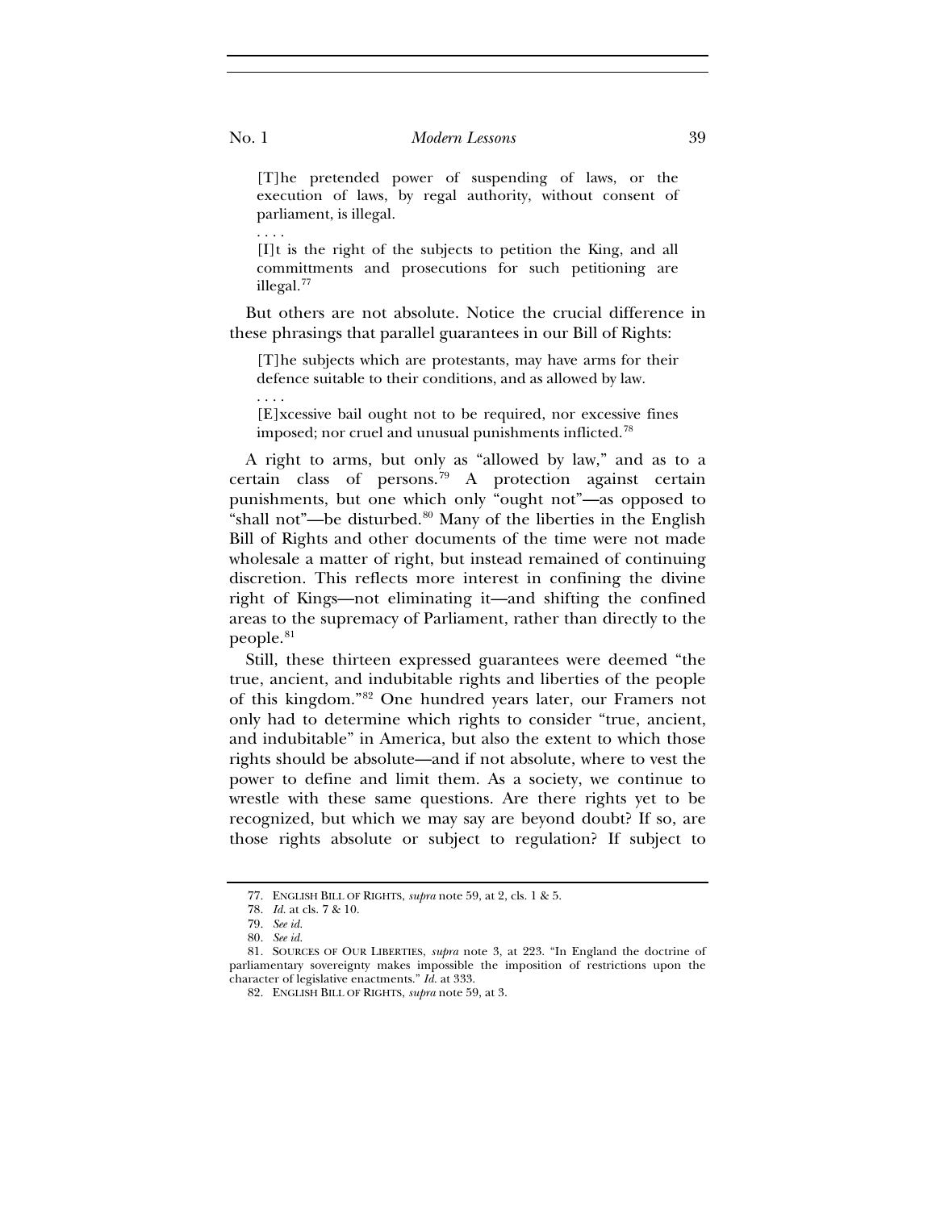> [T]he pretended power of suspending of laws, or the execution of laws, by regal authority, without consent of parliament, is illegal.
>
> . . . .
>
> [I]t is the right of the subjects to petition the King, and all committments and prosecutions for such petitioning are illegal.[77]

But others are not absolute. Notice the crucial difference in these phrasings that parallel guarantees in our Bill of Rights:

> [T]he subjects which are protestants, may have arms for their defence suitable to their conditions, and as allowed by law.
>
> . . . .
>
> [E]xcessive bail ought not to be required, nor excessive fines imposed; nor cruel and unusual punishments inflicted.[78]

A right to arms, but only as "allowed by law," and as to a certain class of persons.[79] A protection against certain punishments, but one which only "ought not"—as opposed to "shall not"—be disturbed.[80] Many of the liberties in the English Bill of Rights and other documents of the time were not made wholesale a matter of right, but instead remained of continuing discretion. This reflects more interest in confining the divine right of Kings—not eliminating it—and shifting the confined areas to the supremacy of Parliament, rather than directly to the people.[81]

Still, these thirteen expressed guarantees were deemed "the true, ancient, and indubitable rights and liberties of the people of this kingdom."[82] One hundred years later, our Framers not only had to determine which rights to consider "true, ancient, and indubitable" in America, but also the extent to which those rights should be absolute—and if not absolute, where to vest the power to define and limit them. As a society, we continue to wrestle with these same questions. Are there rights yet to be recognized, but which we may say are beyond doubt? If so, are those rights absolute or subject to regulation? If subject to

---

77. ENGLISH BILL OF RIGHTS, *supra* note 59, at 2, cls. 1 & 5.

78. *Id.* at cls. 7 & 10.

79. *See id.*

80. *See id.*

81. SOURCES OF OUR LIBERTIES, *supra* note 3, at 223. "In England the doctrine of parliamentary sovereignty makes impossible the imposition of restrictions upon the character of legislative enactments." *Id.* at 333.

82. ENGLISH BILL OF RIGHTS, *supra* note 59, at 3.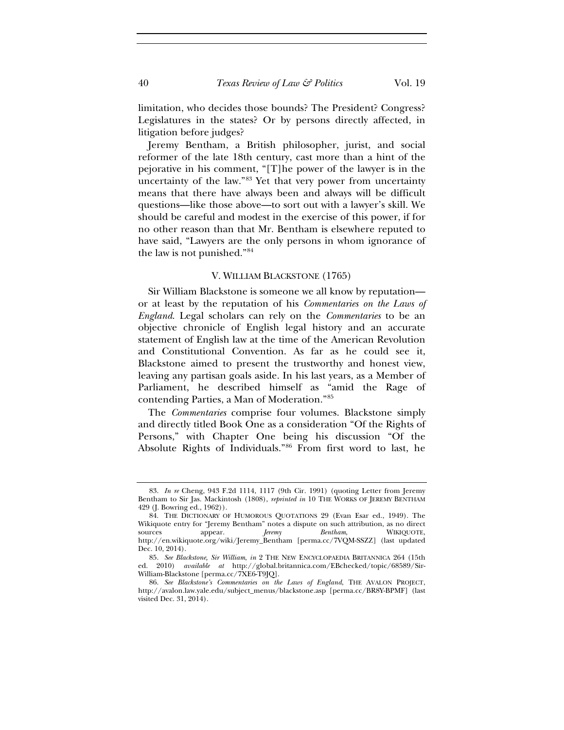limitation, who decides those bounds? The President? Congress? Legislatures in the states? Or by persons directly affected, in litigation before judges?

Jeremy Bentham, a British philosopher, jurist, and social reformer of the late 18th century, cast more than a hint of the pejorative in his comment, "[T]he power of the lawyer is in the uncertainty of the law."[83] Yet that very power from uncertainty means that there have always been and always will be difficult questions—like those above—to sort out with a lawyer's skill. We should be careful and modest in the exercise of this power, if for no other reason than that Mr. Bentham is elsewhere reputed to have said, "Lawyers are the only persons in whom ignorance of the law is not punished."[84]

## V. WILLIAM BLACKSTONE (1765)

Sir William Blackstone is someone we all know by reputation—or at least by the reputation of his *Commentaries on the Laws of England*. Legal scholars can rely on the *Commentaries* to be an objective chronicle of English legal history and an accurate statement of English law at the time of the American Revolution and Constitutional Convention. As far as he could see it, Blackstone aimed to present the trustworthy and honest view, leaving any partisan goals aside. In his last years, as a Member of Parliament, he described himself as "amid the Rage of contending Parties, a Man of Moderation."[85]

The *Commentaries* comprise four volumes. Blackstone simply and directly titled Book One as a consideration "Of the Rights of Persons," with Chapter One being his discussion "Of the Absolute Rights of Individuals."[86] From first word to last, he

---

83. *In re* Cheng, 943 F.2d 1114, 1117 (9th Cir. 1991) (quoting Letter from Jeremy Bentham to Sir Jas. Mackintosh (1808), *reprinted in* 10 THE WORKS OF JEREMY BENTHAM 429 (J. Bowring ed., 1962)).

84. THE DICTIONARY OF HUMOROUS QUOTATIONS 29 (Evan Esar ed., 1949). The Wikiquote entry for "Jeremy Bentham" notes a dispute on such attribution, as no direct sources appear. *Jeremy Bentham*, WIKIQUOTE, http://en.wikiquote.org/wiki/Jeremy_Bentham [perma.cc/7VQM-SSZZ] (last updated Dec. 10, 2014).

85. *See Blackstone, Sir William*, *in* 2 THE NEW ENCYCLOPAEDIA BRITANNICA 264 (15th ed. 2010) *available at* http://global.britannica.com/EBchecked/topic/68589/Sir-William-Blackstone [perma.cc/7XE6-T9JQ].

86. *See Blackstone's Commentaries on the Laws of England*, THE AVALON PROJECT, http://avalon.law.yale.edu/subject_menus/blackstone.asp [perma.cc/BR8Y-BPMF] (last visited Dec. 31, 2014).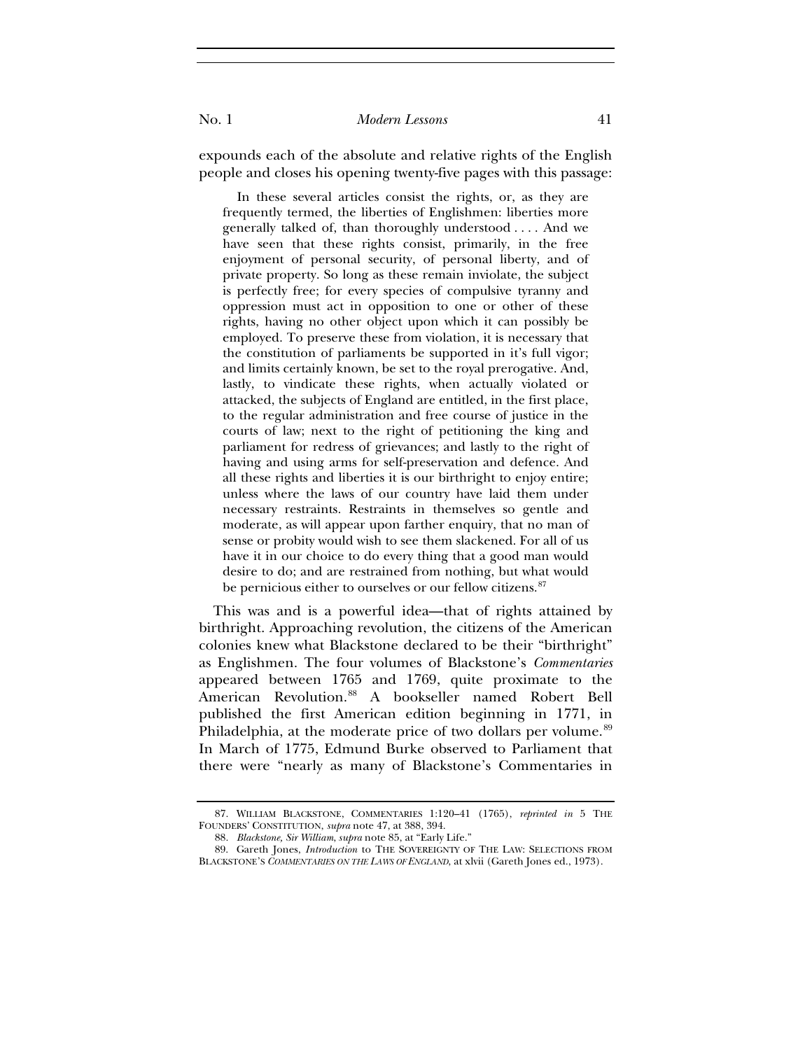expounds each of the absolute and relative rights of the English people and closes his opening twenty-five pages with this passage:

> In these several articles consist the rights, or, as they are frequently termed, the liberties of Englishmen: liberties more generally talked of, than thoroughly understood . . . . And we have seen that these rights consist, primarily, in the free enjoyment of personal security, of personal liberty, and of private property. So long as these remain inviolate, the subject is perfectly free; for every species of compulsive tyranny and oppression must act in opposition to one or other of these rights, having no other object upon which it can possibly be employed. To preserve these from violation, it is necessary that the constitution of parliaments be supported in it's full vigor; and limits certainly known, be set to the royal prerogative. And, lastly, to vindicate these rights, when actually violated or attacked, the subjects of England are entitled, in the first place, to the regular administration and free course of justice in the courts of law; next to the right of petitioning the king and parliament for redress of grievances; and lastly to the right of having and using arms for self-preservation and defence. And all these rights and liberties it is our birthright to enjoy entire; unless where the laws of our country have laid them under necessary restraints. Restraints in themselves so gentle and moderate, as will appear upon farther enquiry, that no man of sense or probity would wish to see them slackened. For all of us have it in our choice to do every thing that a good man would desire to do; and are restrained from nothing, but what would be pernicious either to ourselves or our fellow citizens.[87]

This was and is a powerful idea—that of rights attained by birthright. Approaching revolution, the citizens of the American colonies knew what Blackstone declared to be their "birthright" as Englishmen. The four volumes of Blackstone's *Commentaries* appeared between 1765 and 1769, quite proximate to the American Revolution.[88] A bookseller named Robert Bell published the first American edition beginning in 1771, in Philadelphia, at the moderate price of two dollars per volume.[89] In March of 1775, Edmund Burke observed to Parliament that there were "nearly as many of Blackstone's Commentaries in

---

87. WILLIAM BLACKSTONE, COMMENTARIES 1:120–41 (1765), *reprinted in* 5 THE FOUNDERS' CONSTITUTION, *supra* note 47, at 388, 394.

88. *Blackstone, Sir William*, *supra* note 85, at "Early Life."

89. Gareth Jones, *Introduction* to THE SOVEREIGNTY OF THE LAW: SELECTIONS FROM BLACKSTONE'S *COMMENTARIES ON THE LAWS OF ENGLAND*, at xlvii (Gareth Jones ed., 1973).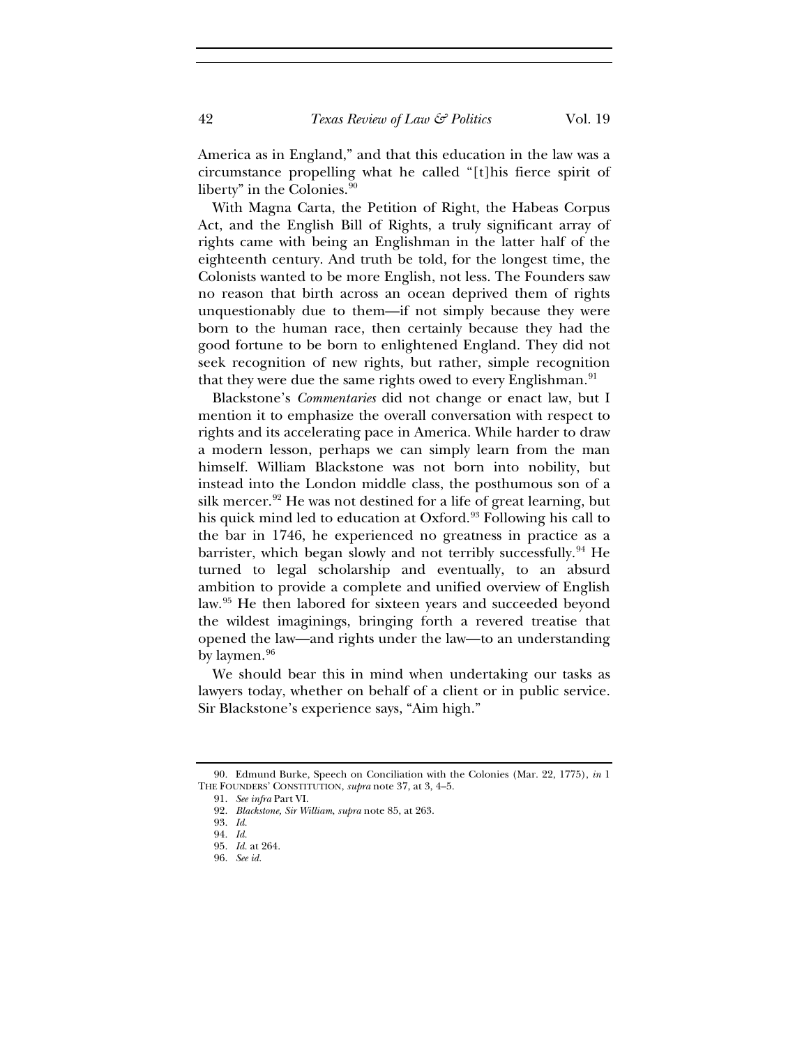America as in England," and that this education in the law was a circumstance propelling what he called "[t]his fierce spirit of liberty" in the Colonies.[90]

With Magna Carta, the Petition of Right, the Habeas Corpus Act, and the English Bill of Rights, a truly significant array of rights came with being an Englishman in the latter half of the eighteenth century. And truth be told, for the longest time, the Colonists wanted to be more English, not less. The Founders saw no reason that birth across an ocean deprived them of rights unquestionably due to them—if not simply because they were born to the human race, then certainly because they had the good fortune to be born to enlightened England. They did not seek recognition of new rights, but rather, simple recognition that they were due the same rights owed to every Englishman.[91]

Blackstone's *Commentaries* did not change or enact law, but I mention it to emphasize the overall conversation with respect to rights and its accelerating pace in America. While harder to draw a modern lesson, perhaps we can simply learn from the man himself. William Blackstone was not born into nobility, but instead into the London middle class, the posthumous son of a silk mercer.[92] He was not destined for a life of great learning, but his quick mind led to education at Oxford.[93] Following his call to the bar in 1746, he experienced no greatness in practice as a barrister, which began slowly and not terribly successfully.[94] He turned to legal scholarship and eventually, to an absurd ambition to provide a complete and unified overview of English law.[95] He then labored for sixteen years and succeeded beyond the wildest imaginings, bringing forth a revered treatise that opened the law—and rights under the law—to an understanding by laymen.[96]

We should bear this in mind when undertaking our tasks as lawyers today, whether on behalf of a client or in public service. Sir Blackstone's experience says, "Aim high."

---

90. Edmund Burke, Speech on Conciliation with the Colonies (Mar. 22, 1775), *in* 1 THE FOUNDERS' CONSTITUTION, *supra* note 37, at 3, 4–5.

91. *See infra* Part VI.

92. *Blackstone, Sir William*, *supra* note 85, at 263.

93. *Id.*

94. *Id.*

95. *Id.* at 264.

96. *See id.*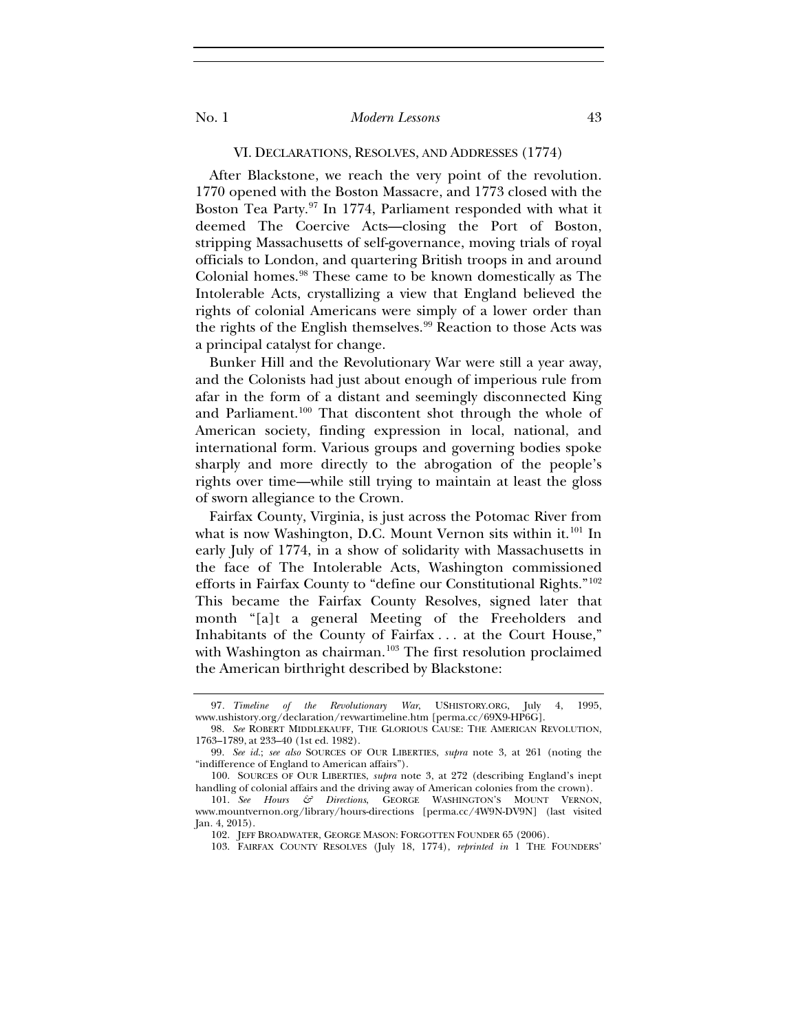## VI. DECLARATIONS, RESOLVES, AND ADDRESSES (1774)

After Blackstone, we reach the very point of the revolution. 1770 opened with the Boston Massacre, and 1773 closed with the Boston Tea Party.[97] In 1774, Parliament responded with what it deemed The Coercive Acts—closing the Port of Boston, stripping Massachusetts of self-governance, moving trials of royal officials to London, and quartering British troops in and around Colonial homes.[98] These came to be known domestically as The Intolerable Acts, crystallizing a view that England believed the rights of colonial Americans were simply of a lower order than the rights of the English themselves.[99] Reaction to those Acts was a principal catalyst for change.

Bunker Hill and the Revolutionary War were still a year away, and the Colonists had just about enough of imperious rule from afar in the form of a distant and seemingly disconnected King and Parliament.[100] That discontent shot through the whole of American society, finding expression in local, national, and international form. Various groups and governing bodies spoke sharply and more directly to the abrogation of the people's rights over time—while still trying to maintain at least the gloss of sworn allegiance to the Crown.

Fairfax County, Virginia, is just across the Potomac River from what is now Washington, D.C. Mount Vernon sits within it.[101] In early July of 1774, in a show of solidarity with Massachusetts in the face of The Intolerable Acts, Washington commissioned efforts in Fairfax County to "define our Constitutional Rights."[102] This became the Fairfax County Resolves, signed later that month "[a]t a general Meeting of the Freeholders and Inhabitants of the County of Fairfax . . . at the Court House," with Washington as chairman.[103] The first resolution proclaimed the American birthright described by Blackstone:

---

97. *Timeline of the Revolutionary War*, USHISTORY.ORG, July 4, 1995, www.ushistory.org/declaration/revwartimeline.htm [perma.cc/69X9-HP6G].

98. *See* ROBERT MIDDLEKAUFF, THE GLORIOUS CAUSE: THE AMERICAN REVOLUTION, 1763–1789, at 233–40 (1st ed. 1982).

99. *See id.*; *see also* SOURCES OF OUR LIBERTIES, *supra* note 3, at 261 (noting the "indifference of England to American affairs").

100. SOURCES OF OUR LIBERTIES, *supra* note 3, at 272 (describing England's inept handling of colonial affairs and the driving away of American colonies from the crown).

101. *See Hours & Directions*, GEORGE WASHINGTON'S MOUNT VERNON, www.mountvernon.org/library/hours-directions [perma.cc/4W9N-DV9N] (last visited Jan. 4, 2015).

102. JEFF BROADWATER, GEORGE MASON: FORGOTTEN FOUNDER 65 (2006).

103. FAIRFAX COUNTY RESOLVES (July 18, 1774), *reprinted in* 1 THE FOUNDERS'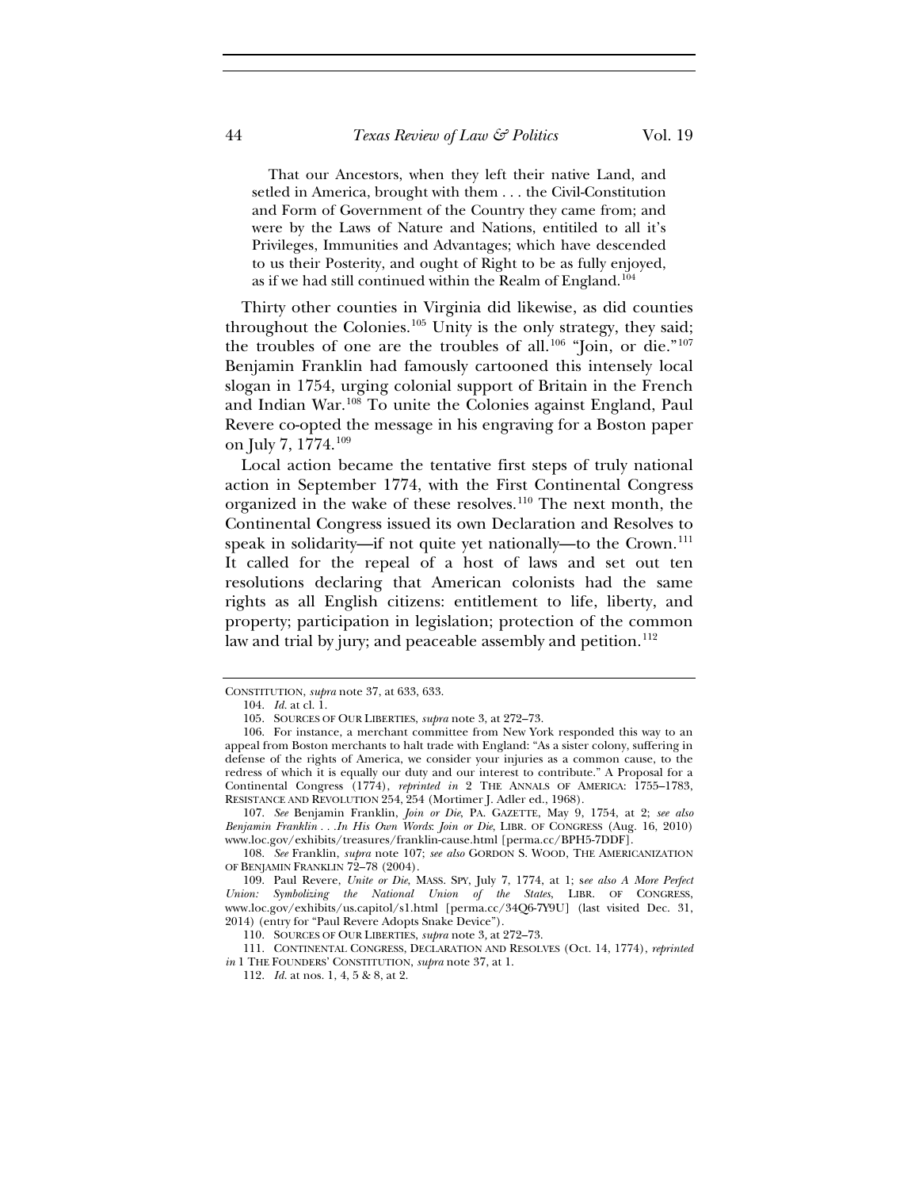> That our Ancestors, when they left their native Land, and setled in America, brought with them . . . the Civil-Constitution and Form of Government of the Country they came from; and were by the Laws of Nature and Nations, entitiled to all it's Privileges, Immunities and Advantages; which have descended to us their Posterity, and ought of Right to be as fully enjoyed, as if we had still continued within the Realm of England.[104]

Thirty other counties in Virginia did likewise, as did counties throughout the Colonies.[105] Unity is the only strategy, they said; the troubles of one are the troubles of all.[106] "Join, or die."[107] Benjamin Franklin had famously cartooned this intensely local slogan in 1754, urging colonial support of Britain in the French and Indian War.[108] To unite the Colonies against England, Paul Revere co-opted the message in his engraving for a Boston paper on July 7, 1774.[109]

Local action became the tentative first steps of truly national action in September 1774, with the First Continental Congress organized in the wake of these resolves.[110] The next month, the Continental Congress issued its own Declaration and Resolves to speak in solidarity—if not quite yet nationally—to the Crown.[111] It called for the repeal of a host of laws and set out ten resolutions declaring that American colonists had the same rights as all English citizens: entitlement to life, liberty, and property; participation in legislation; protection of the common law and trial by jury; and peaceable assembly and petition.[112]

---

CONSTITUTION, *supra* note 37, at 633, 633.

104. *Id.* at cl. 1.

105. SOURCES OF OUR LIBERTIES, *supra* note 3, at 272–73.

106. For instance, a merchant committee from New York responded this way to an appeal from Boston merchants to halt trade with England: "As a sister colony, suffering in defense of the rights of America, we consider your injuries as a common cause, to the redress of which it is equally our duty and our interest to contribute." A Proposal for a Continental Congress (1774), *reprinted in* 2 THE ANNALS OF AMERICA: 1755–1783, RESISTANCE AND REVOLUTION 254, 254 (Mortimer J. Adler ed., 1968).

107. *See* Benjamin Franklin, *Join or Die*, PA. GAZETTE, May 9, 1754, at 2; *see also Benjamin Franklin . . .In His Own Words*: *Join or Die*, LIBR. OF CONGRESS (Aug. 16, 2010) www.loc.gov/exhibits/treasures/franklin-cause.html [perma.cc/BPH5-7DDF].

108. *See* Franklin, *supra* note 107; *see also* GORDON S. WOOD, THE AMERICANIZATION OF BENJAMIN FRANKLIN 72–78 (2004).

109. Paul Revere, *Unite or Die*, MASS. SPY, July 7, 1774, at 1; s*ee also A More Perfect Union: Symbolizing the National Union of the States*, LIBR. OF CONGRESS, www.loc.gov/exhibits/us.capitol/s1.html [perma.cc/34Q6-7Y9U] (last visited Dec. 31, 2014) (entry for "Paul Revere Adopts Snake Device").

110. SOURCES OF OUR LIBERTIES, *supra* note 3, at 272–73.

111. CONTINENTAL CONGRESS, DECLARATION AND RESOLVES (Oct. 14, 1774), *reprinted in* 1 THE FOUNDERS' CONSTITUTION, *supra* note 37, at 1.

112. *Id.* at nos. 1, 4, 5 & 8, at 2.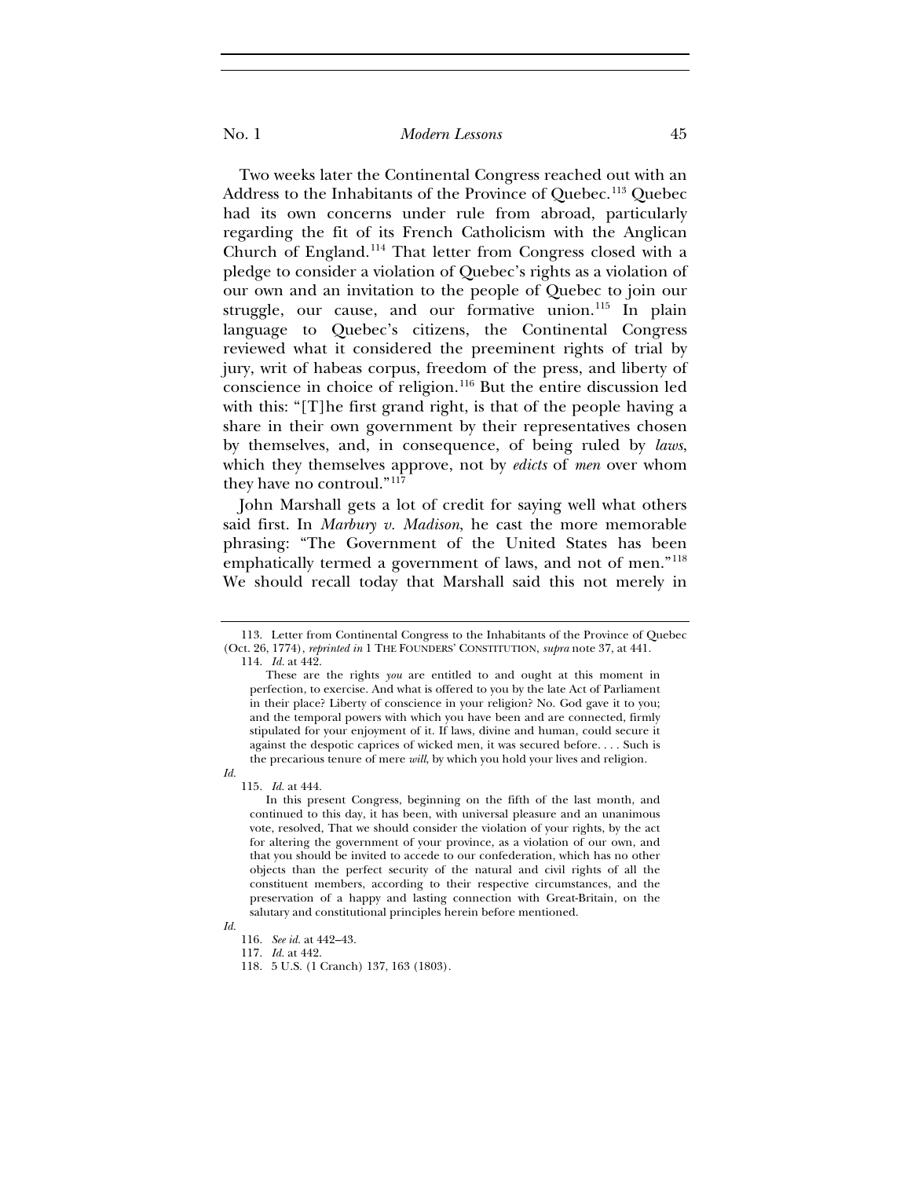Two weeks later the Continental Congress reached out with an Address to the Inhabitants of the Province of Quebec.[113] Quebec had its own concerns under rule from abroad, particularly regarding the fit of its French Catholicism with the Anglican Church of England.[114] That letter from Congress closed with a pledge to consider a violation of Quebec's rights as a violation of our own and an invitation to the people of Quebec to join our struggle, our cause, and our formative union.[115] In plain language to Quebec's citizens, the Continental Congress reviewed what it considered the preeminent rights of trial by jury, writ of habeas corpus, freedom of the press, and liberty of conscience in choice of religion.[116] But the entire discussion led with this: "[T]he first grand right, is that of the people having a share in their own government by their representatives chosen by themselves, and, in consequence, of being ruled by *laws*, which they themselves approve, not by *edicts* of *men* over whom they have no controul."[117]

John Marshall gets a lot of credit for saying well what others said first. In *Marbury v. Madison*, he cast the more memorable phrasing: "The Government of the United States has been emphatically termed a government of laws, and not of men."[118] We should recall today that Marshall said this not merely in

---

113. Letter from Continental Congress to the Inhabitants of the Province of Quebec (Oct. 26, 1774), *reprinted in* 1 THE FOUNDERS' CONSTITUTION, *supra* note 37, at 441.

114. *Id.* at 442.

> These are the rights *you* are entitled to and ought at this moment in perfection, to exercise. And what is offered to you by the late Act of Parliament in their place? Liberty of conscience in your religion? No. God gave it to you; and the temporal powers with which you have been and are connected, firmly stipulated for your enjoyment of it. If laws, divine and human, could secure it against the despotic caprices of wicked men, it was secured before. . . . Such is the precarious tenure of mere *will*, by which you hold your lives and religion.

*Id.*

115. *Id.* at 444.

> In this present Congress, beginning on the fifth of the last month, and continued to this day, it has been, with universal pleasure and an unanimous vote, resolved, That we should consider the violation of your rights, by the act for altering the government of your province, as a violation of our own, and that you should be invited to accede to our confederation, which has no other objects than the perfect security of the natural and civil rights of all the constituent members, according to their respective circumstances, and the preservation of a happy and lasting connection with Great-Britain, on the salutary and constitutional principles herein before mentioned.

*Id.*

116. *See id.* at 442–43.

117. *Id.* at 442.

118. 5 U.S. (1 Cranch) 137, 163 (1803).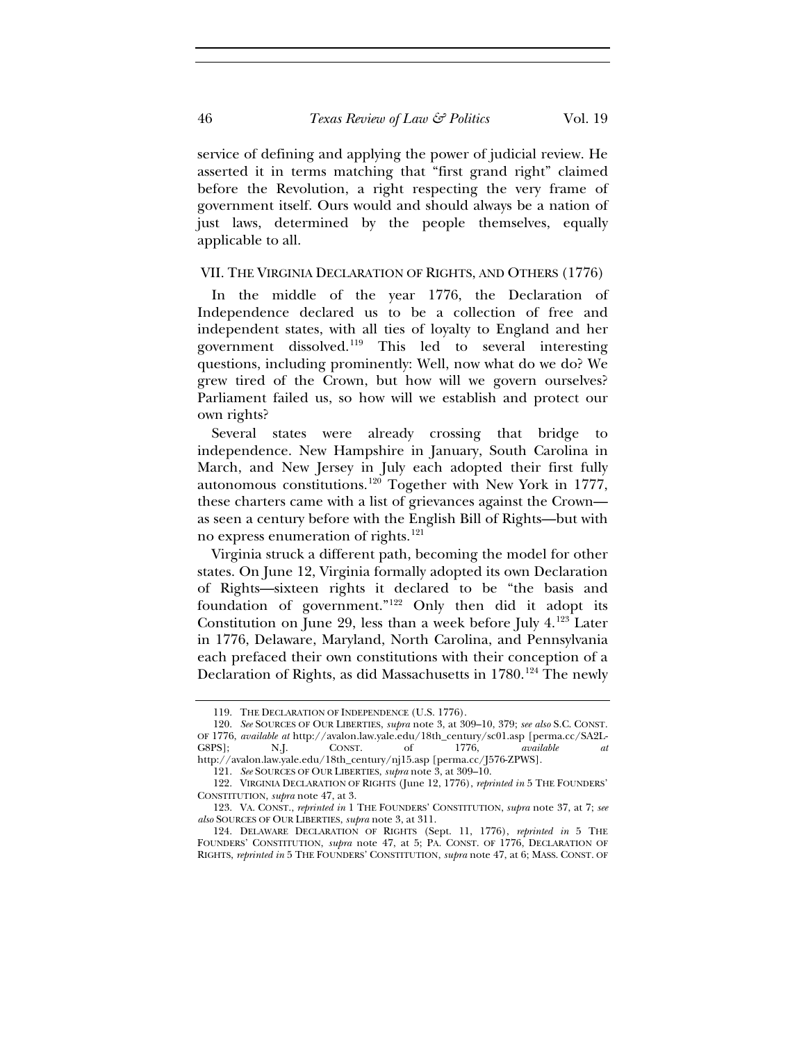service of defining and applying the power of judicial review. He asserted it in terms matching that "first grand right" claimed before the Revolution, a right respecting the very frame of government itself. Ours would and should always be a nation of just laws, determined by the people themselves, equally applicable to all.

## VII. The Virginia Declaration of Rights, and Others (1776)

In the middle of the year 1776, the Declaration of Independence declared us to be a collection of free and independent states, with all ties of loyalty to England and her government dissolved.[119] This led to several interesting questions, including prominently: Well, now what do we do? We grew tired of the Crown, but how will we govern ourselves? Parliament failed us, so how will we establish and protect our own rights?

Several states were already crossing that bridge to independence. New Hampshire in January, South Carolina in March, and New Jersey in July each adopted their first fully autonomous constitutions.[120] Together with New York in 1777, these charters came with a list of grievances against the Crown—as seen a century before with the English Bill of Rights—but with no express enumeration of rights.[121]

Virginia struck a different path, becoming the model for other states. On June 12, Virginia formally adopted its own Declaration of Rights—sixteen rights it declared to be "the basis and foundation of government."[122] Only then did it adopt its Constitution on June 29, less than a week before July 4.[123] Later in 1776, Delaware, Maryland, North Carolina, and Pennsylvania each prefaced their own constitutions with their conception of a Declaration of Rights, as did Massachusetts in 1780.[124] The newly

---

119. The Declaration of Independence (U.S. 1776).

120. *See* Sources of Our Liberties, *supra* note 3, at 309–10, 379; *see also* S.C. Const. of 1776, *available at* http://avalon.law.yale.edu/18th_century/sc01.asp [perma.cc/SA2L-G8PS]; N.J. Const. of 1776, *available at* http://avalon.law.yale.edu/18th_century/nj15.asp [perma.cc/J576-ZPWS].

121. *See* Sources of Our Liberties, *supra* note 3, at 309–10.

122. Virginia Declaration of Rights (June 12, 1776), *reprinted in* 5 The Founders' Constitution, *supra* note 47, at 3.

123. Va. Const., *reprinted in* 1 The Founders' Constitution, *supra* note 37, at 7; *see also* Sources of Our Liberties, *supra* note 3, at 311.

124. Delaware Declaration of Rights (Sept. 11, 1776), *reprinted in* 5 The Founders' Constitution, *supra* note 47, at 5; Pa. Const. of 1776, Declaration of Rights, *reprinted in* 5 The Founders' Constitution, *supra* note 47, at 6; Mass. Const. of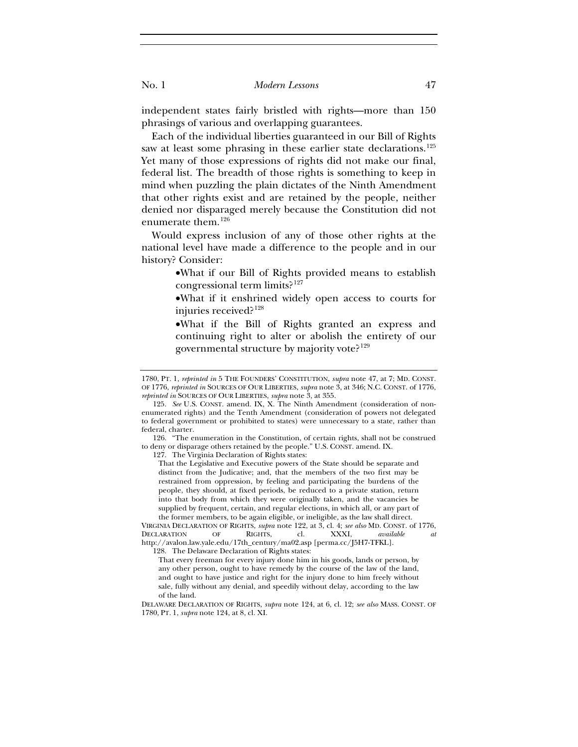independent states fairly bristled with rights—more than 150 phrasings of various and overlapping guarantees.

Each of the individual liberties guaranteed in our Bill of Rights saw at least some phrasing in these earlier state declarations.[125] Yet many of those expressions of rights did not make our final, federal list. The breadth of those rights is something to keep in mind when puzzling the plain dictates of the Ninth Amendment that other rights exist and are retained by the people, neither denied nor disparaged merely because the Constitution did not enumerate them.[126]

Would express inclusion of any of those other rights at the national level have made a difference to the people and in our history? Consider:

- What if our Bill of Rights provided means to establish congressional term limits?[127]
- What if it enshrined widely open access to courts for injuries received?[128]
- What if the Bill of Rights granted an express and continuing right to alter or abolish the entirety of our governmental structure by majority vote?[129]

---

1780, PT. 1, *reprinted in* 5 THE FOUNDERS' CONSTITUTION, *supra* note 47, at 7; MD. CONST. OF 1776, *reprinted in* SOURCES OF OUR LIBERTIES, *supra* note 3, at 346; N.C. CONST. of 1776, *reprinted in* SOURCES OF OUR LIBERTIES, *supra* note 3, at 355.

125. *See* U.S. CONST. amend. IX, X. The Ninth Amendment (consideration of non-enumerated rights) and the Tenth Amendment (consideration of powers not delegated to federal government or prohibited to states) were unnecessary to a state, rather than federal, charter.

126. "The enumeration in the Constitution, of certain rights, shall not be construed to deny or disparage others retained by the people." U.S. CONST. amend. IX.

127. The Virginia Declaration of Rights states:

> That the Legislative and Executive powers of the State should be separate and distinct from the Judicative; and, that the members of the two first may be restrained from oppression, by feeling and participating the burdens of the people, they should, at fixed periods, be reduced to a private station, return into that body from which they were originally taken, and the vacancies be supplied by frequent, certain, and regular elections, in which all, or any part of the former members, to be again eligible, or ineligible, as the law shall direct.

VIRGINIA DECLARATION OF RIGHTS, *supra* note 122, at 3, cl. 4; *see also* MD. CONST. of 1776, DECLARATION OF RIGHTS, cl. XXXI, *available at* http://avalon.law.yale.edu/17th_century/ma02.asp [perma.cc/J5H7-TFKL].

128. The Delaware Declaration of Rights states:

> That every freeman for every injury done him in his goods, lands or person, by any other person, ought to have remedy by the course of the law of the land, and ought to have justice and right for the injury done to him freely without sale, fully without any denial, and speedily without delay, according to the law of the land.

DELAWARE DECLARATION OF RIGHTS, *supra* note 124, at 6, cl. 12; *see also* MASS. CONST. OF 1780, PT. 1, *supra* note 124, at 8, cl. XI.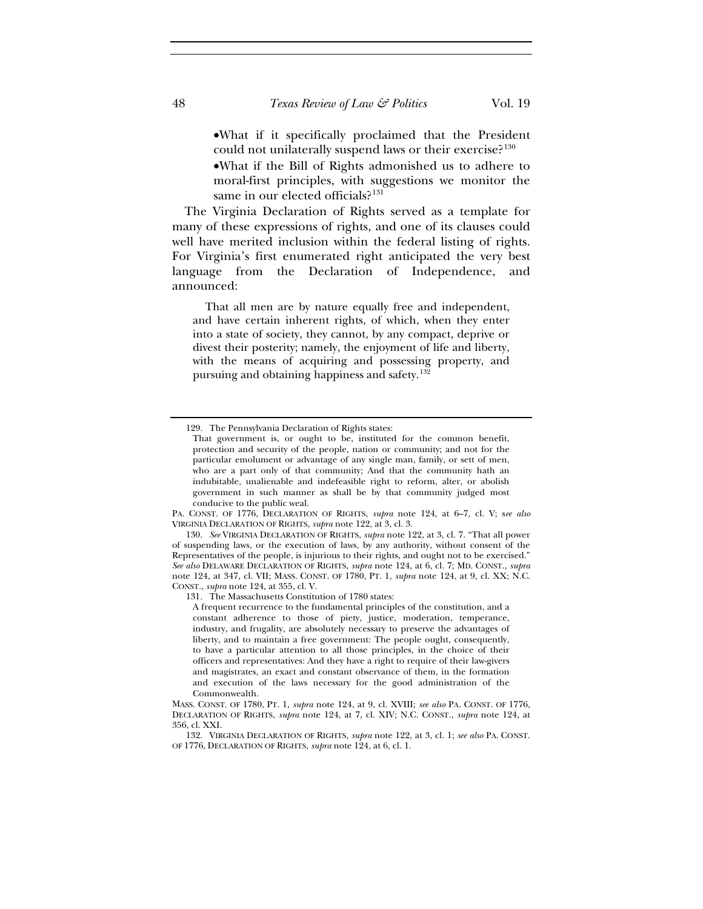- What if it specifically proclaimed that the President could not unilaterally suspend laws or their exercise?[130]
- What if the Bill of Rights admonished us to adhere to moral-first principles, with suggestions we monitor the same in our elected officials?[131]

The Virginia Declaration of Rights served as a template for many of these expressions of rights, and one of its clauses could well have merited inclusion within the federal listing of rights. For Virginia's first enumerated right anticipated the very best language from the Declaration of Independence, and announced:

> That all men are by nature equally free and independent, and have certain inherent rights, of which, when they enter into a state of society, they cannot, by any compact, deprive or divest their posterity; namely, the enjoyment of life and liberty, with the means of acquiring and possessing property, and pursuing and obtaining happiness and safety.[132]

---

129. The Pennsylvania Declaration of Rights states:

> That government is, or ought to be, instituted for the common benefit, protection and security of the people, nation or community; and not for the particular emolument or advantage of any single man, family, or sett of men, who are a part only of that community; And that the community hath an indubitable, unalienable and indefeasible right to reform, alter, or abolish government in such manner as shall be by that community judged most conducive to the public weal.

PA. CONST. OF 1776, DECLARATION OF RIGHTS, *supra* note 124, at 6–7, cl. V; s*ee also* VIRGINIA DECLARATION OF RIGHTS, *supra* note 122, at 3, cl. 3.

130. *See* VIRGINIA DECLARATION OF RIGHTS, *supra* note 122, at 3, cl. 7. "That all power of suspending laws, or the execution of laws, by any authority, without consent of the Representatives of the people, is injurious to their rights, and ought not to be exercised." *See also* DELAWARE DECLARATION OF RIGHTS, *supra* note 124, at 6, cl. 7; MD. CONST., *supra* note 124, at 347, cl. VII; MASS. CONST. OF 1780, PT. 1, *supra* note 124, at 9, cl. XX; N.C. CONST., *supra* note 124, at 355, cl. V.

131. The Massachusetts Constitution of 1780 states:

> A frequent recurrence to the fundamental principles of the constitution, and a constant adherence to those of piety, justice, moderation, temperance, industry, and frugality, are absolutely necessary to preserve the advantages of liberty, and to maintain a free government: The people ought, consequently, to have a particular attention to all those principles, in the choice of their officers and representatives: And they have a right to require of their law-givers and magistrates, an exact and constant observance of them, in the formation and execution of the laws necessary for the good administration of the Commonwealth.

MASS. CONST. OF 1780, PT. 1, *supra* note 124, at 9, cl. XVIII; *see also* PA. CONST. OF 1776, DECLARATION OF RIGHTS, *supra* note 124, at 7, cl. XIV; N.C. CONST., *supra* note 124, at 356, cl. XXI.

132. VIRGINIA DECLARATION OF RIGHTS, *supra* note 122, at 3, cl. 1; *see also* PA. CONST. OF 1776, DECLARATION OF RIGHTS, *supra* note 124, at 6, cl. 1.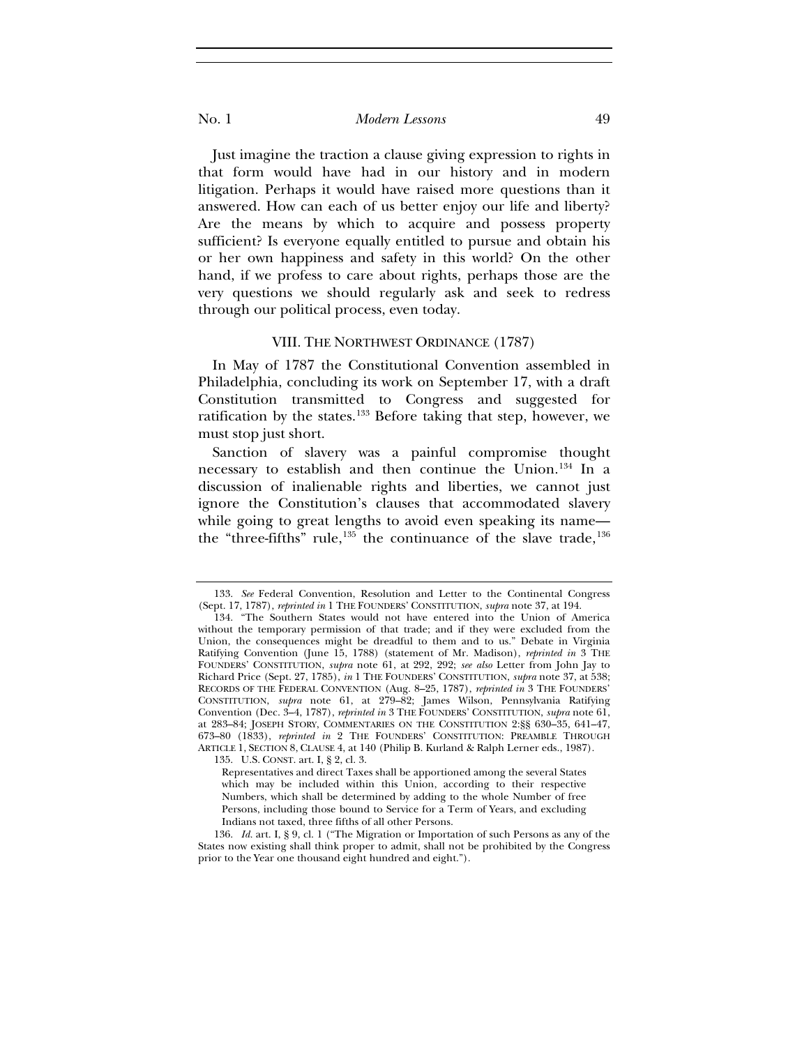Just imagine the traction a clause giving expression to rights in that form would have had in our history and in modern litigation. Perhaps it would have raised more questions than it answered. How can each of us better enjoy our life and liberty? Are the means by which to acquire and possess property sufficient? Is everyone equally entitled to pursue and obtain his or her own happiness and safety in this world? On the other hand, if we profess to care about rights, perhaps those are the very questions we should regularly ask and seek to redress through our political process, even today.

## VIII. THE NORTHWEST ORDINANCE (1787)

In May of 1787 the Constitutional Convention assembled in Philadelphia, concluding its work on September 17, with a draft Constitution transmitted to Congress and suggested for ratification by the states.[133] Before taking that step, however, we must stop just short.

Sanction of slavery was a painful compromise thought necessary to establish and then continue the Union.[134] In a discussion of inalienable rights and liberties, we cannot just ignore the Constitution's clauses that accommodated slavery while going to great lengths to avoid even speaking its name—the "three-fifths" rule,[135] the continuance of the slave trade,[136]

---

133. *See* Federal Convention, Resolution and Letter to the Continental Congress (Sept. 17, 1787), *reprinted in* 1 THE FOUNDERS' CONSTITUTION, *supra* note 37, at 194.

134. "The Southern States would not have entered into the Union of America without the temporary permission of that trade; and if they were excluded from the Union, the consequences might be dreadful to them and to us." Debate in Virginia Ratifying Convention (June 15, 1788) (statement of Mr. Madison), *reprinted in* 3 THE FOUNDERS' CONSTITUTION, *supra* note 61, at 292, 292; *see also* Letter from John Jay to Richard Price (Sept. 27, 1785), *in* 1 THE FOUNDERS' CONSTITUTION, *supra* note 37, at 538; RECORDS OF THE FEDERAL CONVENTION (Aug. 8–25, 1787), *reprinted in* 3 THE FOUNDERS' CONSTITUTION, *supra* note 61, at 279–82; James Wilson, Pennsylvania Ratifying Convention (Dec. 3–4, 1787), *reprinted in* 3 THE FOUNDERS' CONSTITUTION, *supra* note 61, at 283–84; JOSEPH STORY, COMMENTARIES ON THE CONSTITUTION 2:§§ 630–35, 641–47, 673–80 (1833), *reprinted in* 2 THE FOUNDERS' CONSTITUTION: PREAMBLE THROUGH ARTICLE 1, SECTION 8, CLAUSE 4, at 140 (Philip B. Kurland & Ralph Lerner eds., 1987).

135. U.S. CONST. art. I, § 2, cl. 3.

> Representatives and direct Taxes shall be apportioned among the several States which may be included within this Union, according to their respective Numbers, which shall be determined by adding to the whole Number of free Persons, including those bound to Service for a Term of Years, and excluding Indians not taxed, three fifths of all other Persons.

136. *Id.* art. I, § 9, cl. 1 ("The Migration or Importation of such Persons as any of the States now existing shall think proper to admit, shall not be prohibited by the Congress prior to the Year one thousand eight hundred and eight.").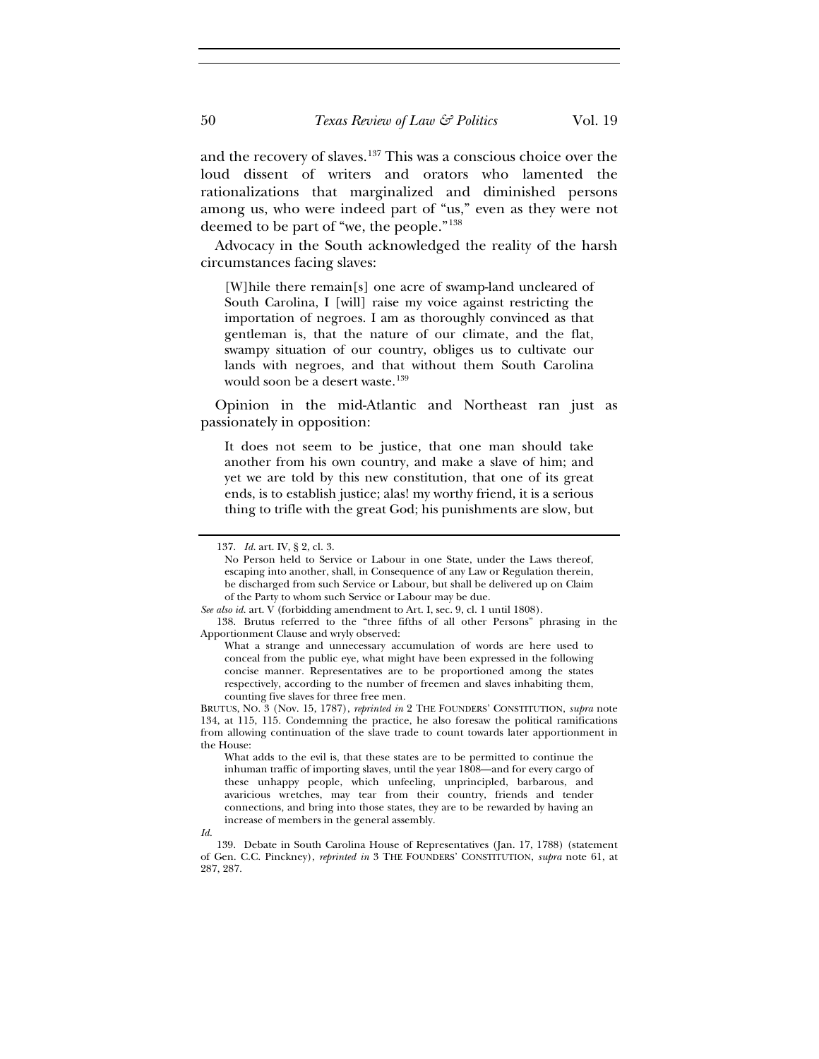and the recovery of slaves.[137] This was a conscious choice over the loud dissent of writers and orators who lamented the rationalizations that marginalized and diminished persons among us, who were indeed part of "us," even as they were not deemed to be part of "we, the people."[138]

Advocacy in the South acknowledged the reality of the harsh circumstances facing slaves:

> [W]hile there remain[s] one acre of swamp-land uncleared of South Carolina, I [will] raise my voice against restricting the importation of negroes. I am as thoroughly convinced as that gentleman is, that the nature of our climate, and the flat, swampy situation of our country, obliges us to cultivate our lands with negroes, and that without them South Carolina would soon be a desert waste.[139]

Opinion in the mid-Atlantic and Northeast ran just as passionately in opposition:

> It does not seem to be justice, that one man should take another from his own country, and make a slave of him; and yet we are told by this new constitution, that one of its great ends, is to establish justice; alas! my worthy friend, it is a serious thing to trifle with the great God; his punishments are slow, but

---

137. *Id.* art. IV, § 2, cl. 3.

> No Person held to Service or Labour in one State, under the Laws thereof, escaping into another, shall, in Consequence of any Law or Regulation therein, be discharged from such Service or Labour, but shall be delivered up on Claim of the Party to whom such Service or Labour may be due.

*See also id.* art. V (forbidding amendment to Art. I, sec. 9, cl. 1 until 1808).

138. Brutus referred to the "three fifths of all other Persons" phrasing in the Apportionment Clause and wryly observed:

> What a strange and unnecessary accumulation of words are here used to conceal from the public eye, what might have been expressed in the following concise manner. Representatives are to be proportioned among the states respectively, according to the number of freemen and slaves inhabiting them, counting five slaves for three free men.

BRUTUS, NO. 3 (Nov. 15, 1787), *reprinted in* 2 THE FOUNDERS' CONSTITUTION, *supra* note 134, at 115, 115. Condemning the practice, he also foresaw the political ramifications from allowing continuation of the slave trade to count towards later apportionment in the House:

> What adds to the evil is, that these states are to be permitted to continue the inhuman traffic of importing slaves, until the year 1808—and for every cargo of these unhappy people, which unfeeling, unprincipled, barbarous, and avaricious wretches, may tear from their country, friends and tender connections, and bring into those states, they are to be rewarded by having an increase of members in the general assembly.

*Id.*

139. Debate in South Carolina House of Representatives (Jan. 17, 1788) (statement of Gen. C.C. Pinckney), *reprinted in* 3 THE FOUNDERS' CONSTITUTION, *supra* note 61, at 287, 287.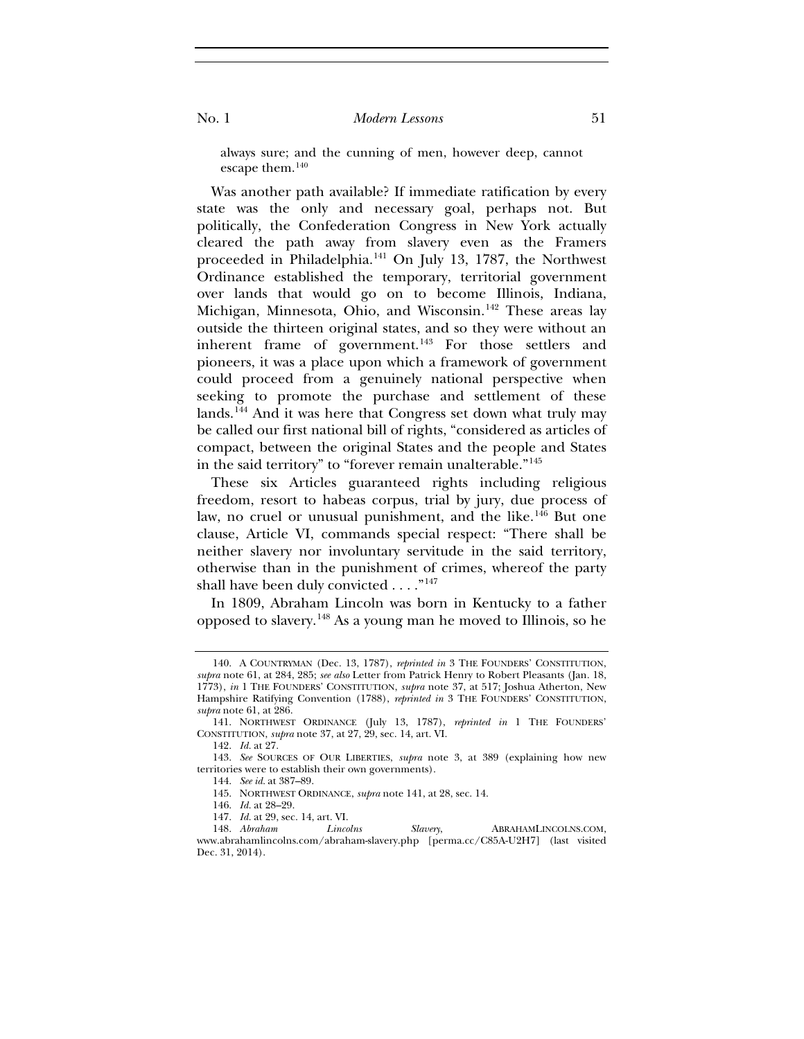always sure; and the cunning of men, however deep, cannot escape them.[140]

Was another path available? If immediate ratification by every state was the only and necessary goal, perhaps not. But politically, the Confederation Congress in New York actually cleared the path away from slavery even as the Framers proceeded in Philadelphia.[141] On July 13, 1787, the Northwest Ordinance established the temporary, territorial government over lands that would go on to become Illinois, Indiana, Michigan, Minnesota, Ohio, and Wisconsin.[142] These areas lay outside the thirteen original states, and so they were without an inherent frame of government.[143] For those settlers and pioneers, it was a place upon which a framework of government could proceed from a genuinely national perspective when seeking to promote the purchase and settlement of these lands.[144] And it was here that Congress set down what truly may be called our first national bill of rights, "considered as articles of compact, between the original States and the people and States in the said territory" to "forever remain unalterable."[145]

These six Articles guaranteed rights including religious freedom, resort to habeas corpus, trial by jury, due process of law, no cruel or unusual punishment, and the like.[146] But one clause, Article VI, commands special respect: "There shall be neither slavery nor involuntary servitude in the said territory, otherwise than in the punishment of crimes, whereof the party shall have been duly convicted . . . ."[147]

In 1809, Abraham Lincoln was born in Kentucky to a father opposed to slavery.[148] As a young man he moved to Illinois, so he

---

140. A COUNTRYMAN (Dec. 13, 1787), *reprinted in* 3 THE FOUNDERS' CONSTITUTION, *supra* note 61, at 284, 285; *see also* Letter from Patrick Henry to Robert Pleasants (Jan. 18, 1773), *in* 1 THE FOUNDERS' CONSTITUTION, *supra* note 37, at 517; Joshua Atherton, New Hampshire Ratifying Convention (1788), *reprinted in* 3 THE FOUNDERS' CONSTITUTION, *supra* note 61, at 286.

141. NORTHWEST ORDINANCE (July 13, 1787), *reprinted in* 1 THE FOUNDERS' CONSTITUTION, *supra* note 37, at 27, 29, sec. 14, art. VI.

142. *Id.* at 27.

143. *See* SOURCES OF OUR LIBERTIES, *supra* note 3, at 389 (explaining how new territories were to establish their own governments).

144. *See id.* at 387–89.

145. NORTHWEST ORDINANCE, *supra* note 141, at 28, sec. 14.

146. *Id.* at 28–29.

147. *Id.* at 29, sec. 14, art. VI.

148. *Abraham Lincolns Slavery*, ABRAHAMLINCOLNS.COM, www.abrahamlincolns.com/abraham-slavery.php [perma.cc/C85A-U2H7] (last visited Dec. 31, 2014).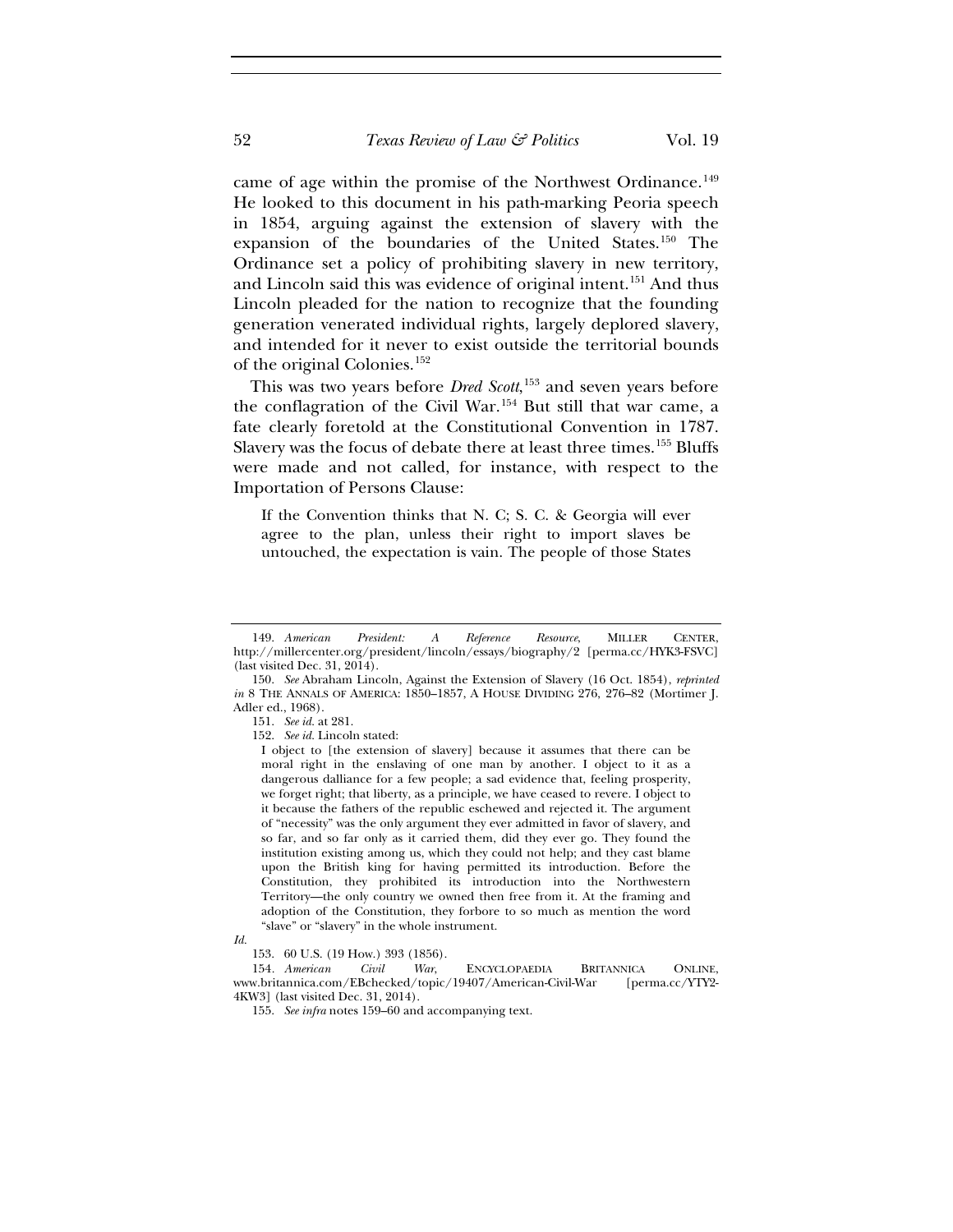came of age within the promise of the Northwest Ordinance.[149] He looked to this document in his path-marking Peoria speech in 1854, arguing against the extension of slavery with the expansion of the boundaries of the United States.[150] The Ordinance set a policy of prohibiting slavery in new territory, and Lincoln said this was evidence of original intent.[151] And thus Lincoln pleaded for the nation to recognize that the founding generation venerated individual rights, largely deplored slavery, and intended for it never to exist outside the territorial bounds of the original Colonies.[152]

This was two years before *Dred Scott*,[153] and seven years before the conflagration of the Civil War.[154] But still that war came, a fate clearly foretold at the Constitutional Convention in 1787. Slavery was the focus of debate there at least three times.[155] Bluffs were made and not called, for instance, with respect to the Importation of Persons Clause:

> If the Convention thinks that N. C; S. C. & Georgia will ever agree to the plan, unless their right to import slaves be untouched, the expectation is vain. The people of those States

---

149. *American President: A Reference Resource*, MILLER CENTER, http://millercenter.org/president/lincoln/essays/biography/2 [perma.cc/HYK3-FSVC] (last visited Dec. 31, 2014).

150. *See* Abraham Lincoln, Against the Extension of Slavery (16 Oct. 1854), *reprinted in* 8 THE ANNALS OF AMERICA: 1850–1857, A HOUSE DIVIDING 276, 276–82 (Mortimer J. Adler ed., 1968).

151. *See id.* at 281.

152. *See id.* Lincoln stated:

> I object to [the extension of slavery] because it assumes that there can be moral right in the enslaving of one man by another. I object to it as a dangerous dalliance for a few people; a sad evidence that, feeling prosperity, we forget right; that liberty, as a principle, we have ceased to revere. I object to it because the fathers of the republic eschewed and rejected it. The argument of "necessity" was the only argument they ever admitted in favor of slavery, and so far, and so far only as it carried them, did they ever go. They found the institution existing among us, which they could not help; and they cast blame upon the British king for having permitted its introduction. Before the Constitution, they prohibited its introduction into the Northwestern Territory—the only country we owned then free from it. At the framing and adoption of the Constitution, they forbore to so much as mention the word "slave" or "slavery" in the whole instrument.

*Id.*

153. 60 U.S. (19 How.) 393 (1856).

154. *American Civil War*, ENCYCLOPAEDIA BRITANNICA ONLINE, www.britannica.com/EBchecked/topic/19407/American-Civil-War [perma.cc/YTY2-4KW3] (last visited Dec. 31, 2014).

155. *See infra* notes 159–60 and accompanying text.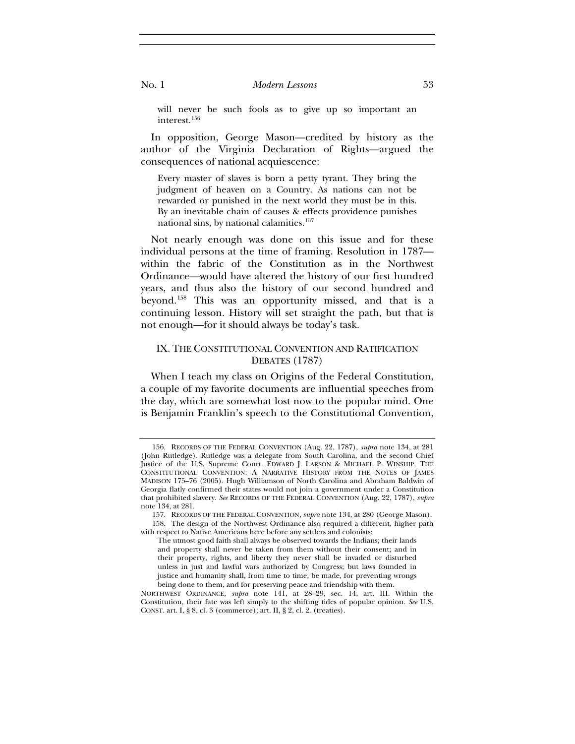> will never be such fools as to give up so important an interest.[156]

In opposition, George Mason—credited by history as the author of the Virginia Declaration of Rights—argued the consequences of national acquiescence:

> Every master of slaves is born a petty tyrant. They bring the judgment of heaven on a Country. As nations can not be rewarded or punished in the next world they must be in this. By an inevitable chain of causes & effects providence punishes national sins, by national calamities.[157]

Not nearly enough was done on this issue and for these individual persons at the time of framing. Resolution in 1787—within the fabric of the Constitution as in the Northwest Ordinance—would have altered the history of our first hundred years, and thus also the history of our second hundred and beyond.[158] This was an opportunity missed, and that is a continuing lesson. History will set straight the path, but that is not enough—for it should always be today's task.

## IX. THE CONSTITUTIONAL CONVENTION AND RATIFICATION DEBATES (1787)

When I teach my class on Origins of the Federal Constitution, a couple of my favorite documents are influential speeches from the day, which are somewhat lost now to the popular mind. One is Benjamin Franklin's speech to the Constitutional Convention,

---

156. RECORDS OF THE FEDERAL CONVENTION (Aug. 22, 1787), *supra* note 134, at 281 (John Rutledge). Rutledge was a delegate from South Carolina, and the second Chief Justice of the U.S. Supreme Court. EDWARD J. LARSON & MICHAEL P. WINSHIP, THE CONSTITUTIONAL CONVENTION: A NARRATIVE HISTORY FROM THE NOTES OF JAMES MADISON 175–76 (2005). Hugh Williamson of North Carolina and Abraham Baldwin of Georgia flatly confirmed their states would not join a government under a Constitution that prohibited slavery. *See* RECORDS OF THE FEDERAL CONVENTION (Aug. 22, 1787), *supra* note 134, at 281.

157. RECORDS OF THE FEDERAL CONVENTION, *supra* note 134, at 280 (George Mason).

158. The design of the Northwest Ordinance also required a different, higher path with respect to Native Americans here before any settlers and colonists:

> The utmost good faith shall always be observed towards the Indians; their lands and property shall never be taken from them without their consent; and in their property, rights, and liberty they never shall be invaded or disturbed unless in just and lawful wars authorized by Congress; but laws founded in justice and humanity shall, from time to time, be made, for preventing wrongs being done to them, and for preserving peace and friendship with them.

NORTHWEST ORDINANCE, *supra* note 141, at 28–29, sec. 14, art. III. Within the Constitution, their fate was left simply to the shifting tides of popular opinion. *See* U.S. CONST. art. I, § 8, cl. 3 (commerce); art. II, § 2, cl. 2. (treaties).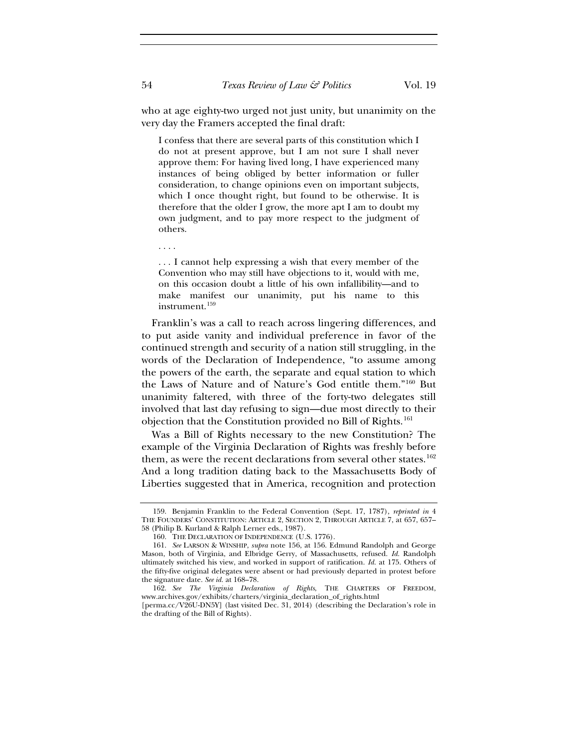who at age eighty-two urged not just unity, but unanimity on the very day the Framers accepted the final draft:

> I confess that there are several parts of this constitution which I do not at present approve, but I am not sure I shall never approve them: For having lived long, I have experienced many instances of being obliged by better information or fuller consideration, to change opinions even on important subjects, which I once thought right, but found to be otherwise. It is therefore that the older I grow, the more apt I am to doubt my own judgment, and to pay more respect to the judgment of others.
>
> . . . .
>
> . . . I cannot help expressing a wish that every member of the Convention who may still have objections to it, would with me, on this occasion doubt a little of his own infallibility—and to make manifest our unanimity, put his name to this instrument.[159]

Franklin's was a call to reach across lingering differences, and to put aside vanity and individual preference in favor of the continued strength and security of a nation still struggling, in the words of the Declaration of Independence, "to assume among the powers of the earth, the separate and equal station to which the Laws of Nature and of Nature's God entitle them."[160] But unanimity faltered, with three of the forty-two delegates still involved that last day refusing to sign—due most directly to their objection that the Constitution provided no Bill of Rights.[161]

Was a Bill of Rights necessary to the new Constitution? The example of the Virginia Declaration of Rights was freshly before them, as were the recent declarations from several other states.[162] And a long tradition dating back to the Massachusetts Body of Liberties suggested that in America, recognition and protection

---

159. Benjamin Franklin to the Federal Convention (Sept. 17, 1787), *reprinted in* 4 THE FOUNDERS' CONSTITUTION: ARTICLE 2, SECTION 2, THROUGH ARTICLE 7, at 657, 657–58 (Philip B. Kurland & Ralph Lerner eds., 1987).

160. THE DECLARATION OF INDEPENDENCE (U.S. 1776).

161. *See* LARSON & WINSHIP, *supra* note 156, at 156. Edmund Randolph and George Mason, both of Virginia, and Elbridge Gerry, of Massachusetts, refused. *Id.* Randolph ultimately switched his view, and worked in support of ratification. *Id.* at 175. Others of the fifty-five original delegates were absent or had previously departed in protest before the signature date. *See id.* at 168–78.

162. *See The Virginia Declaration of Rights*, THE CHARTERS OF FREEDOM, www.archives.gov/exhibits/charters/virginia_declaration_of_rights.html [perma.cc/V26U-DN5Y] (last visited Dec. 31, 2014) (describing the Declaration's role in the drafting of the Bill of Rights).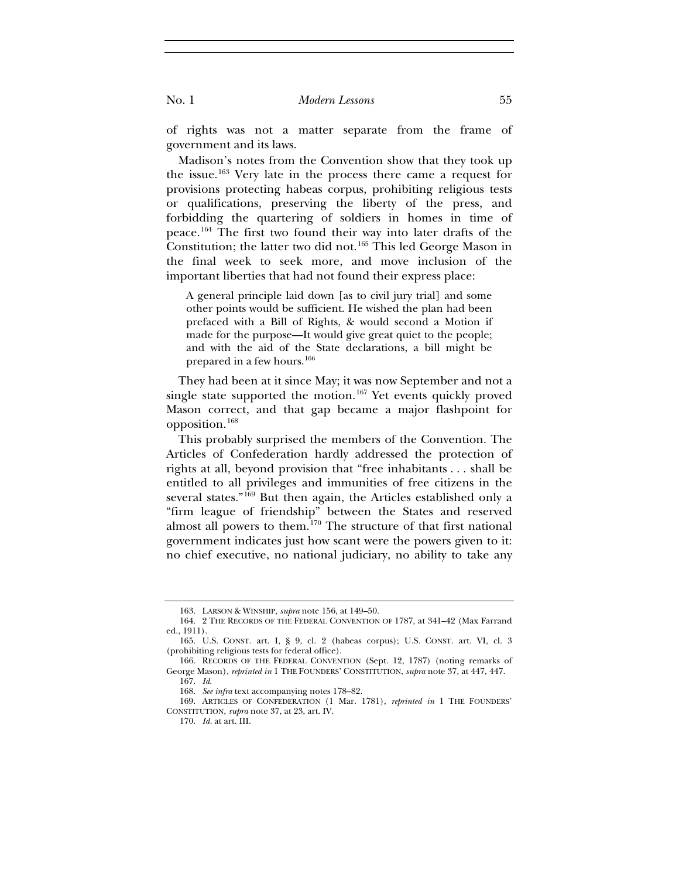of rights was not a matter separate from the frame of government and its laws.

Madison's notes from the Convention show that they took up the issue.[163] Very late in the process there came a request for provisions protecting habeas corpus, prohibiting religious tests or qualifications, preserving the liberty of the press, and forbidding the quartering of soldiers in homes in time of peace.[164] The first two found their way into later drafts of the Constitution; the latter two did not.[165] This led George Mason in the final week to seek more, and move inclusion of the important liberties that had not found their express place:

> A general principle laid down [as to civil jury trial] and some other points would be sufficient. He wished the plan had been prefaced with a Bill of Rights, & would second a Motion if made for the purpose—It would give great quiet to the people; and with the aid of the State declarations, a bill might be prepared in a few hours.[166]

They had been at it since May; it was now September and not a single state supported the motion.[167] Yet events quickly proved Mason correct, and that gap became a major flashpoint for opposition.[168]

This probably surprised the members of the Convention. The Articles of Confederation hardly addressed the protection of rights at all, beyond provision that "free inhabitants . . . shall be entitled to all privileges and immunities of free citizens in the several states."[169] But then again, the Articles established only a "firm league of friendship" between the States and reserved almost all powers to them.[170] The structure of that first national government indicates just how scant were the powers given to it: no chief executive, no national judiciary, no ability to take any

---

163. LARSON & WINSHIP, *supra* note 156, at 149–50.

164. 2 THE RECORDS OF THE FEDERAL CONVENTION OF 1787, at 341–42 (Max Farrand ed., 1911).

165. U.S. CONST. art. I, § 9, cl. 2 (habeas corpus); U.S. CONST. art. VI, cl. 3 (prohibiting religious tests for federal office).

166. RECORDS OF THE FEDERAL CONVENTION (Sept. 12, 1787) (noting remarks of George Mason), *reprinted in* 1 THE FOUNDERS' CONSTITUTION, *supra* note 37, at 447, 447.

167. *Id.*

168. *See infra* text accompanying notes 178–82.

169. ARTICLES OF CONFEDERATION (1 Mar. 1781), *reprinted in* 1 THE FOUNDERS' CONSTITUTION, *supra* note 37, at 23, art. IV.

170. *Id.* at art. III.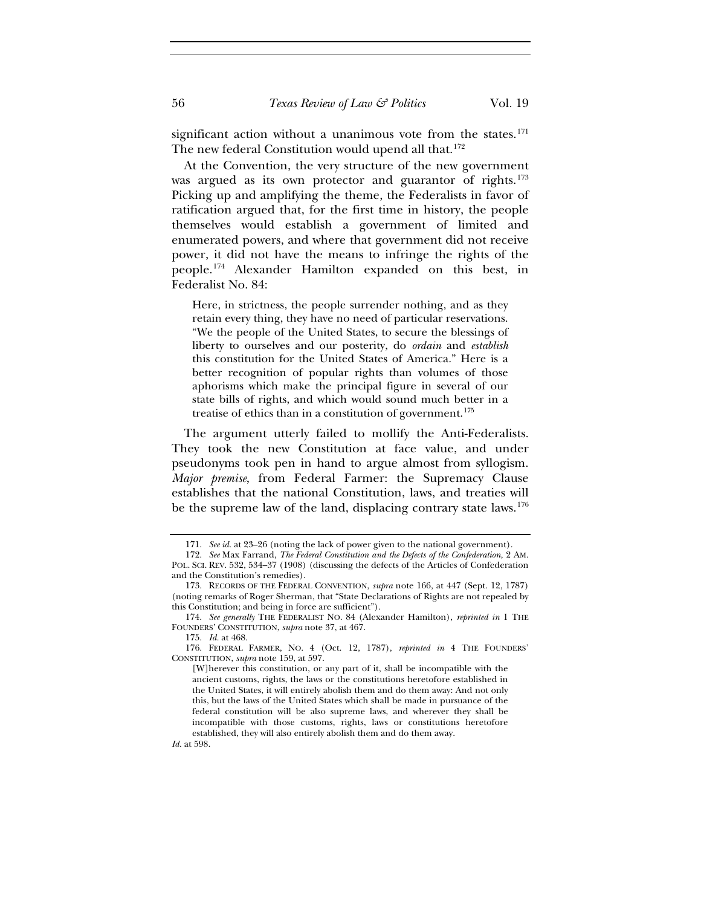significant action without a unanimous vote from the states.[171] The new federal Constitution would upend all that.[172]

At the Convention, the very structure of the new government was argued as its own protector and guarantor of rights.[173] Picking up and amplifying the theme, the Federalists in favor of ratification argued that, for the first time in history, the people themselves would establish a government of limited and enumerated powers, and where that government did not receive power, it did not have the means to infringe the rights of the people.[174] Alexander Hamilton expanded on this best, in Federalist No. 84:

> Here, in strictness, the people surrender nothing, and as they retain every thing, they have no need of particular reservations. "We the people of the United States, to secure the blessings of liberty to ourselves and our posterity, do *ordain* and *establish* this constitution for the United States of America." Here is a better recognition of popular rights than volumes of those aphorisms which make the principal figure in several of our state bills of rights, and which would sound much better in a treatise of ethics than in a constitution of government.[175]

The argument utterly failed to mollify the Anti-Federalists. They took the new Constitution at face value, and under pseudonyms took pen in hand to argue almost from syllogism. *Major premise*, from Federal Farmer: the Supremacy Clause establishes that the national Constitution, laws, and treaties will be the supreme law of the land, displacing contrary state laws.[176]

---

171. *See id.* at 23–26 (noting the lack of power given to the national government).

172. *See* Max Farrand, *The Federal Constitution and the Defects of the Confederation*, 2 AM. POL. SCI. REV. 532, 534–37 (1908) (discussing the defects of the Articles of Confederation and the Constitution's remedies).

173. RECORDS OF THE FEDERAL CONVENTION, *supra* note 166, at 447 (Sept. 12, 1787) (noting remarks of Roger Sherman, that "State Declarations of Rights are not repealed by this Constitution; and being in force are sufficient").

174. *See generally* THE FEDERALIST NO. 84 (Alexander Hamilton), *reprinted in* 1 THE FOUNDERS' CONSTITUTION, *supra* note 37, at 467.

175. *Id.* at 468.

176. FEDERAL FARMER, NO. 4 (Oct. 12, 1787), *reprinted in* 4 THE FOUNDERS' CONSTITUTION, *supra* note 159, at 597.

> [W]herever this constitution, or any part of it, shall be incompatible with the ancient customs, rights, the laws or the constitutions heretofore established in the United States, it will entirely abolish them and do them away: And not only this, but the laws of the United States which shall be made in pursuance of the federal constitution will be also supreme laws, and wherever they shall be incompatible with those customs, rights, laws or constitutions heretofore established, they will also entirely abolish them and do them away.

*Id.* at 598.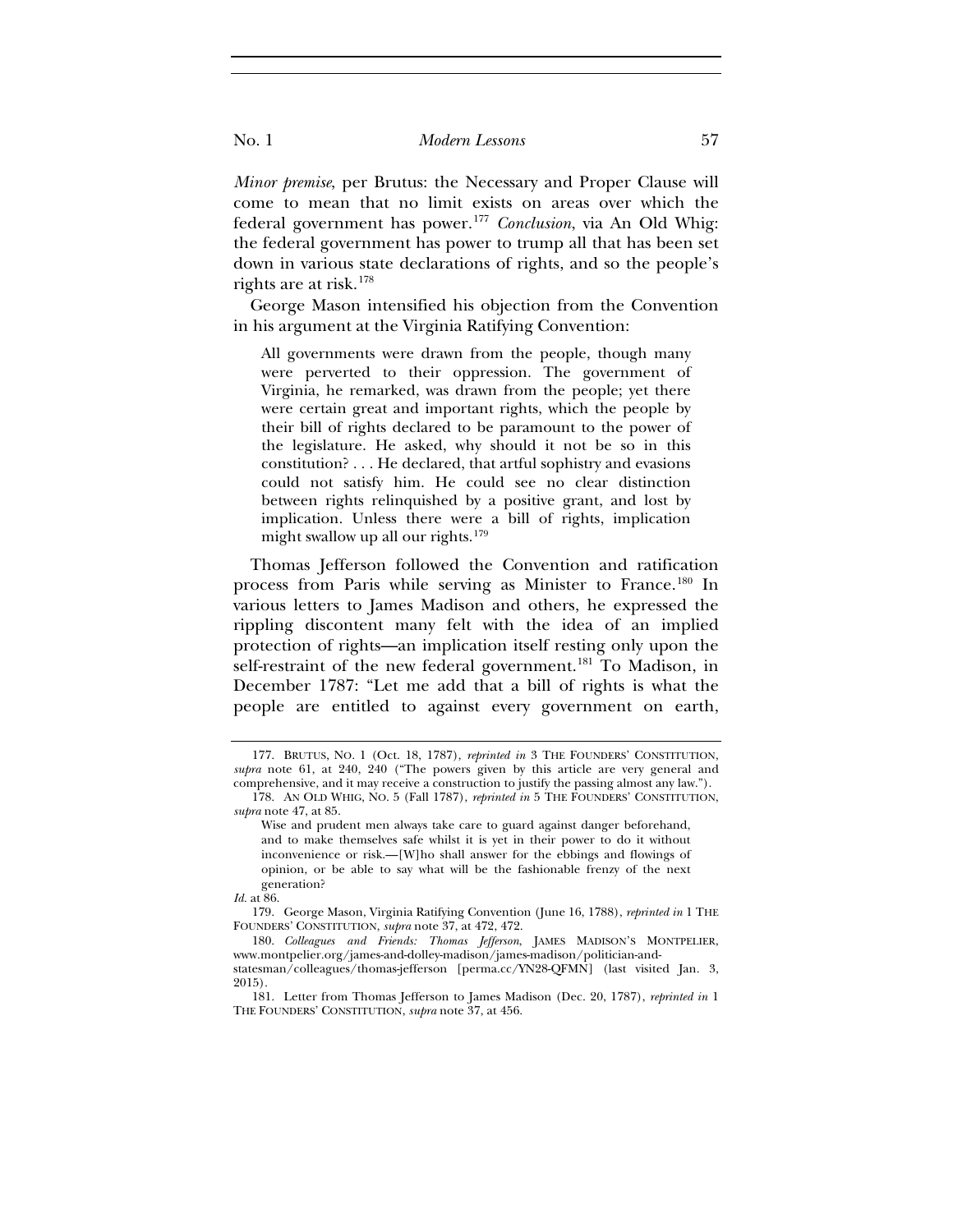*Minor premise*, per Brutus: the Necessary and Proper Clause will come to mean that no limit exists on areas over which the federal government has power.[177] *Conclusion*, via An Old Whig: the federal government has power to trump all that has been set down in various state declarations of rights, and so the people's rights are at risk.[178]

George Mason intensified his objection from the Convention in his argument at the Virginia Ratifying Convention:

> All governments were drawn from the people, though many were perverted to their oppression. The government of Virginia, he remarked, was drawn from the people; yet there were certain great and important rights, which the people by their bill of rights declared to be paramount to the power of the legislature. He asked, why should it not be so in this constitution? . . . He declared, that artful sophistry and evasions could not satisfy him. He could see no clear distinction between rights relinquished by a positive grant, and lost by implication. Unless there were a bill of rights, implication might swallow up all our rights.[179]

Thomas Jefferson followed the Convention and ratification process from Paris while serving as Minister to France.[180] In various letters to James Madison and others, he expressed the rippling discontent many felt with the idea of an implied protection of rights—an implication itself resting only upon the self-restraint of the new federal government.[181] To Madison, in December 1787: "Let me add that a bill of rights is what the people are entitled to against every government on earth,

---

177. BRUTUS, NO. 1 (Oct. 18, 1787), *reprinted in* 3 THE FOUNDERS' CONSTITUTION, *supra* note 61, at 240, 240 ("The powers given by this article are very general and comprehensive, and it may receive a construction to justify the passing almost any law.").

178. AN OLD WHIG, NO. 5 (Fall 1787), *reprinted in* 5 THE FOUNDERS' CONSTITUTION, *supra* note 47, at 85.

> Wise and prudent men always take care to guard against danger beforehand, and to make themselves safe whilst it is yet in their power to do it without inconvenience or risk.—[W]ho shall answer for the ebbings and flowings of opinion, or be able to say what will be the fashionable frenzy of the next generation?

*Id.* at 86.

179. George Mason, Virginia Ratifying Convention (June 16, 1788), *reprinted in* 1 THE FOUNDERS' CONSTITUTION, *supra* note 37, at 472, 472.

180. *Colleagues and Friends: Thomas Jefferson*, JAMES MADISON'S MONTPELIER, www.montpelier.org/james-and-dolley-madison/james-madison/politician-and-statesman/colleagues/thomas-jefferson [perma.cc/YN28-QFMN] (last visited Jan. 3, 2015).

181. Letter from Thomas Jefferson to James Madison (Dec. 20, 1787), *reprinted in* 1 THE FOUNDERS' CONSTITUTION, *supra* note 37, at 456.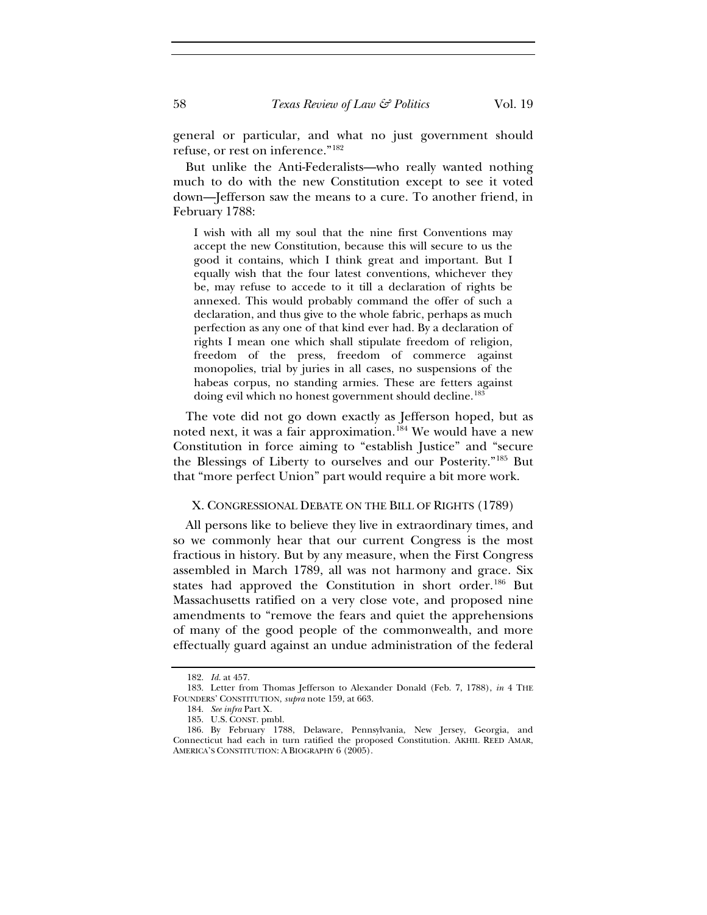general or particular, and what no just government should refuse, or rest on inference."[182]

But unlike the Anti-Federalists—who really wanted nothing much to do with the new Constitution except to see it voted down—Jefferson saw the means to a cure. To another friend, in February 1788:

> I wish with all my soul that the nine first Conventions may accept the new Constitution, because this will secure to us the good it contains, which I think great and important. But I equally wish that the four latest conventions, whichever they be, may refuse to accede to it till a declaration of rights be annexed. This would probably command the offer of such a declaration, and thus give to the whole fabric, perhaps as much perfection as any one of that kind ever had. By a declaration of rights I mean one which shall stipulate freedom of religion, freedom of the press, freedom of commerce against monopolies, trial by juries in all cases, no suspensions of the habeas corpus, no standing armies. These are fetters against doing evil which no honest government should decline.[183]

The vote did not go down exactly as Jefferson hoped, but as noted next, it was a fair approximation.[184] We would have a new Constitution in force aiming to "establish Justice" and "secure the Blessings of Liberty to ourselves and our Posterity."[185] But that "more perfect Union" part would require a bit more work.

## X. CONGRESSIONAL DEBATE ON THE BILL OF RIGHTS (1789)

All persons like to believe they live in extraordinary times, and so we commonly hear that our current Congress is the most fractious in history. But by any measure, when the First Congress assembled in March 1789, all was not harmony and grace. Six states had approved the Constitution in short order.[186] But Massachusetts ratified on a very close vote, and proposed nine amendments to "remove the fears and quiet the apprehensions of many of the good people of the commonwealth, and more effectually guard against an undue administration of the federal

---

182. *Id.* at 457.

183. Letter from Thomas Jefferson to Alexander Donald (Feb. 7, 1788), *in* 4 THE FOUNDERS' CONSTITUTION, *supra* note 159, at 663.

184. *See infra* Part X.

185. U.S. CONST. pmbl.

186. By February 1788, Delaware, Pennsylvania, New Jersey, Georgia, and Connecticut had each in turn ratified the proposed Constitution. AKHIL REED AMAR, AMERICA'S CONSTITUTION: A BIOGRAPHY 6 (2005).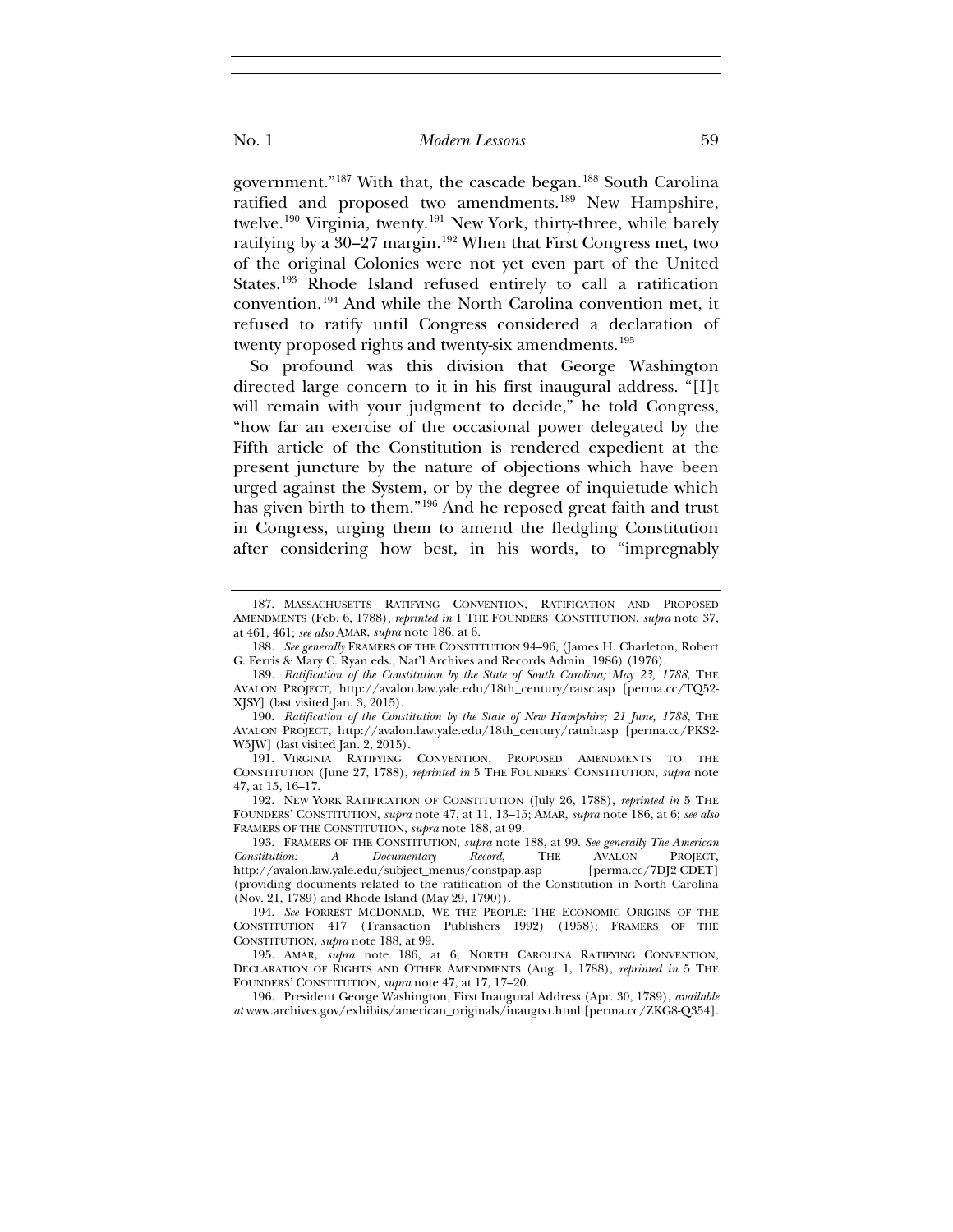government."[187] With that, the cascade began.[188] South Carolina ratified and proposed two amendments.[189] New Hampshire, twelve.[190] Virginia, twenty.[191] New York, thirty-three, while barely ratifying by a 30–27 margin.[192] When that First Congress met, two of the original Colonies were not yet even part of the United States.[193] Rhode Island refused entirely to call a ratification convention.[194] And while the North Carolina convention met, it refused to ratify until Congress considered a declaration of twenty proposed rights and twenty-six amendments.[195]

So profound was this division that George Washington directed large concern to it in his first inaugural address. "[I]t will remain with your judgment to decide," he told Congress, "how far an exercise of the occasional power delegated by the Fifth article of the Constitution is rendered expedient at the present juncture by the nature of objections which have been urged against the System, or by the degree of inquietude which has given birth to them."[196] And he reposed great faith and trust in Congress, urging them to amend the fledgling Constitution after considering how best, in his words, to "impregnably

---

187. MASSACHUSETTS RATIFYING CONVENTION, RATIFICATION AND PROPOSED AMENDMENTS (Feb. 6, 1788), *reprinted in* 1 THE FOUNDERS' CONSTITUTION, *supra* note 37, at 461, 461; *see also* AMAR, *supra* note 186, at 6.

188. *See generally* FRAMERS OF THE CONSTITUTION 94–96, (James H. Charleton, Robert G. Ferris & Mary C. Ryan eds., Nat'l Archives and Records Admin. 1986) (1976).

189. *Ratification of the Constitution by the State of South Carolina; May 23, 1788*, THE AVALON PROJECT, http://avalon.law.yale.edu/18th_century/ratsc.asp [perma.cc/TQ52-XJSY] (last visited Jan. 3, 2015).

190. *Ratification of the Constitution by the State of New Hampshire; 21 June, 1788*, THE AVALON PROJECT, http://avalon.law.yale.edu/18th_century/ratnh.asp [perma.cc/PKS2-W5JW] (last visited Jan. 2, 2015).

191. VIRGINIA RATIFYING CONVENTION, PROPOSED AMENDMENTS TO THE CONSTITUTION (June 27, 1788), *reprinted in* 5 THE FOUNDERS' CONSTITUTION, *supra* note 47, at 15, 16–17.

192. NEW YORK RATIFICATION OF CONSTITUTION (July 26, 1788), *reprinted in* 5 THE FOUNDERS' CONSTITUTION, *supra* note 47, at 11, 13–15; AMAR, *supra* note 186, at 6; *see also* FRAMERS OF THE CONSTITUTION, *supra* note 188, at 99.

193. FRAMERS OF THE CONSTITUTION, *supra* note 188, at 99. *See generally The American Constitution: A Documentary Record*, THE AVALON PROJECT, http://avalon.law.yale.edu/subject_menus/constpap.asp [perma.cc/7DJ2-CDET] (providing documents related to the ratification of the Constitution in North Carolina (Nov. 21, 1789) and Rhode Island (May 29, 1790)).

194. *See* FORREST MCDONALD, WE THE PEOPLE: THE ECONOMIC ORIGINS OF THE CONSTITUTION 417 (Transaction Publishers 1992) (1958); FRAMERS OF THE CONSTITUTION, *supra* note 188, at 99.

195. AMAR, *supra* note 186, at 6; NORTH CAROLINA RATIFYING CONVENTION, DECLARATION OF RIGHTS AND OTHER AMENDMENTS (Aug. 1, 1788), *reprinted in* 5 THE FOUNDERS' CONSTITUTION, *supra* note 47, at 17, 17–20.

196. President George Washington, First Inaugural Address (Apr. 30, 1789), *available at* www.archives.gov/exhibits/american_originals/inaugtxt.html [perma.cc/ZKG8-Q354].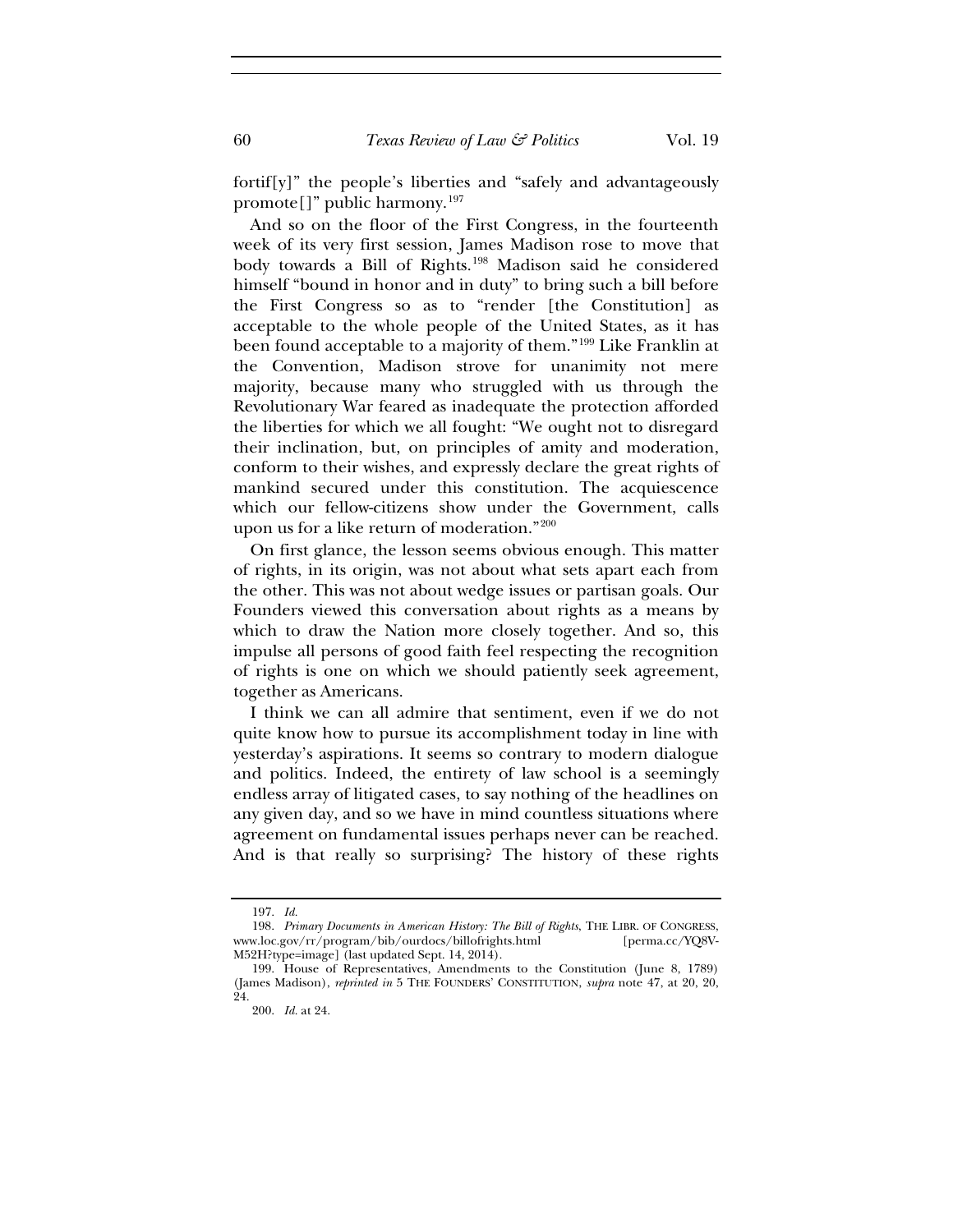fortif[y]" the people's liberties and "safely and advantageously promote[]" public harmony.[197]

And so on the floor of the First Congress, in the fourteenth week of its very first session, James Madison rose to move that body towards a Bill of Rights.[198] Madison said he considered himself "bound in honor and in duty" to bring such a bill before the First Congress so as to "render [the Constitution] as acceptable to the whole people of the United States, as it has been found acceptable to a majority of them."[199] Like Franklin at the Convention, Madison strove for unanimity not mere majority, because many who struggled with us through the Revolutionary War feared as inadequate the protection afforded the liberties for which we all fought: "We ought not to disregard their inclination, but, on principles of amity and moderation, conform to their wishes, and expressly declare the great rights of mankind secured under this constitution. The acquiescence which our fellow-citizens show under the Government, calls upon us for a like return of moderation."[200]

On first glance, the lesson seems obvious enough. This matter of rights, in its origin, was not about what sets apart each from the other. This was not about wedge issues or partisan goals. Our Founders viewed this conversation about rights as a means by which to draw the Nation more closely together. And so, this impulse all persons of good faith feel respecting the recognition of rights is one on which we should patiently seek agreement, together as Americans.

I think we can all admire that sentiment, even if we do not quite know how to pursue its accomplishment today in line with yesterday's aspirations. It seems so contrary to modern dialogue and politics. Indeed, the entirety of law school is a seemingly endless array of litigated cases, to say nothing of the headlines on any given day, and so we have in mind countless situations where agreement on fundamental issues perhaps never can be reached. And is that really so surprising? The history of these rights

---

197. *Id.*

198. *Primary Documents in American History: The Bill of Rights*, THE LIBR. OF CONGRESS, www.loc.gov/rr/program/bib/ourdocs/billofrights.html [perma.cc/YQ8V-M52H?type=image] (last updated Sept. 14, 2014).

199. House of Representatives, Amendments to the Constitution (June 8, 1789) (James Madison), *reprinted in* 5 THE FOUNDERS' CONSTITUTION, *supra* note 47, at 20, 20, 24.

200. *Id.* at 24.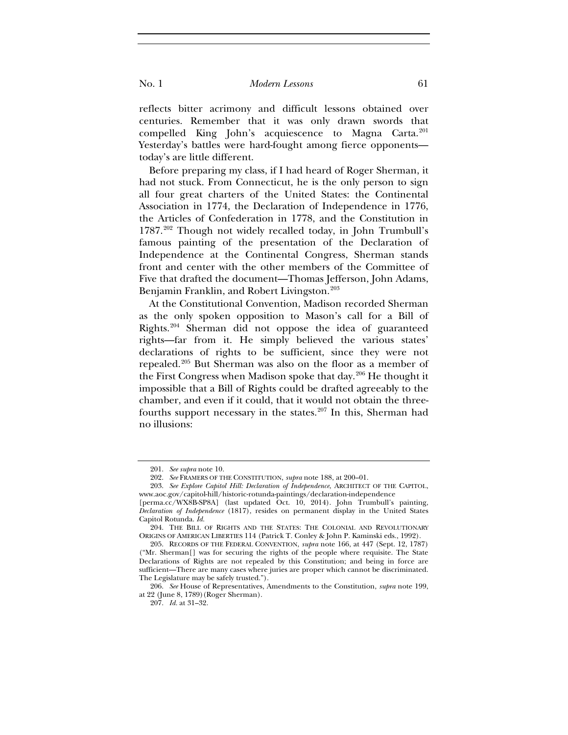reflects bitter acrimony and difficult lessons obtained over centuries. Remember that it was only drawn swords that compelled King John's acquiescence to Magna Carta.[201] Yesterday's battles were hard-fought among fierce opponents—today's are little different.

Before preparing my class, if I had heard of Roger Sherman, it had not stuck. From Connecticut, he is the only person to sign all four great charters of the United States: the Continental Association in 1774, the Declaration of Independence in 1776, the Articles of Confederation in 1778, and the Constitution in 1787.[202] Though not widely recalled today, in John Trumbull's famous painting of the presentation of the Declaration of Independence at the Continental Congress, Sherman stands front and center with the other members of the Committee of Five that drafted the document—Thomas Jefferson, John Adams, Benjamin Franklin, and Robert Livingston.[203]

At the Constitutional Convention, Madison recorded Sherman as the only spoken opposition to Mason's call for a Bill of Rights.[204] Sherman did not oppose the idea of guaranteed rights—far from it. He simply believed the various states' declarations of rights to be sufficient, since they were not repealed.[205] But Sherman was also on the floor as a member of the First Congress when Madison spoke that day.[206] He thought it impossible that a Bill of Rights could be drafted agreeably to the chamber, and even if it could, that it would not obtain the three-fourths support necessary in the states.[207] In this, Sherman had no illusions:

---

201. *See supra* note 10.

202. *See* FRAMERS OF THE CONSTITUTION, *supra* note 188, at 200–01.

203. *See Explore Capitol Hill: Declaration of Independence*, ARCHITECT OF THE CAPITOL, www.aoc.gov/capitol-hill/historic-rotunda-paintings/declaration-independence [perma.cc/WX8B-SP8A] (last updated Oct. 10, 2014). John Trumbull's painting, *Declaration of Independence* (1817), resides on permanent display in the United States Capitol Rotunda. *Id.*

204. THE BILL OF RIGHTS AND THE STATES: THE COLONIAL AND REVOLUTIONARY ORIGINS OF AMERICAN LIBERTIES 114 (Patrick T. Conley & John P. Kaminski eds., 1992).

205. RECORDS OF THE FEDERAL CONVENTION, *supra* note 166, at 447 (Sept. 12, 1787) ("Mr. Sherman[] was for securing the rights of the people where requisite. The State Declarations of Rights are not repealed by this Constitution; and being in force are sufficient—There are many cases where juries are proper which cannot be discriminated. The Legislature may be safely trusted.").

206. *See* House of Representatives, Amendments to the Constitution, *supra* note 199, at 22 (June 8, 1789) (Roger Sherman).

207. *Id.* at 31–32.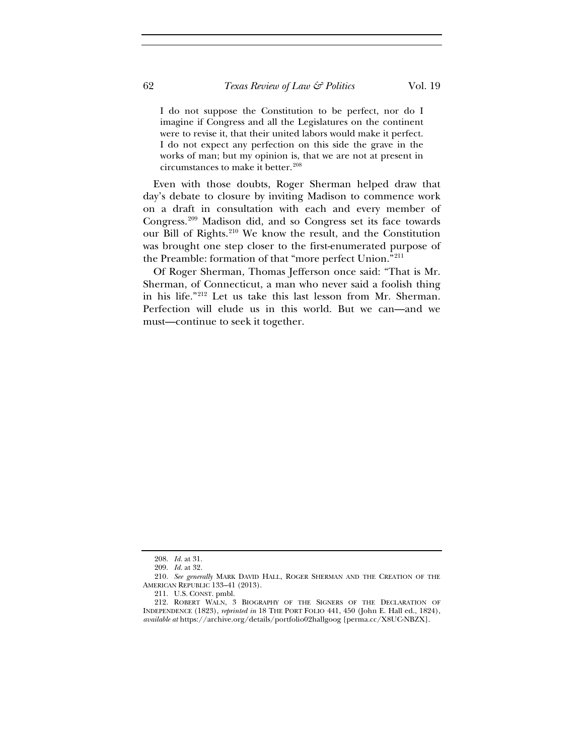> I do not suppose the Constitution to be perfect, nor do I imagine if Congress and all the Legislatures on the continent were to revise it, that their united labors would make it perfect. I do not expect any perfection on this side the grave in the works of man; but my opinion is, that we are not at present in circumstances to make it better.[208]

Even with those doubts, Roger Sherman helped draw that day's debate to closure by inviting Madison to commence work on a draft in consultation with each and every member of Congress.[209] Madison did, and so Congress set its face towards our Bill of Rights.[210] We know the result, and the Constitution was brought one step closer to the first-enumerated purpose of the Preamble: formation of that "more perfect Union."[211]

Of Roger Sherman, Thomas Jefferson once said: "That is Mr. Sherman, of Connecticut, a man who never said a foolish thing in his life."[212] Let us take this last lesson from Mr. Sherman. Perfection will elude us in this world. But we can—and we must—continue to seek it together.

---

208. *Id.* at 31.

209. *Id.* at 32.

210. *See generally* MARK DAVID HALL, ROGER SHERMAN AND THE CREATION OF THE AMERICAN REPUBLIC 133–41 (2013).

211. U.S. CONST. pmbl.

212. ROBERT WALN, 3 BIOGRAPHY OF THE SIGNERS OF THE DECLARATION OF INDEPENDENCE (1823), *reprinted in* 18 THE PORT FOLIO 441, 450 (John E. Hall ed., 1824), *available at* https://archive.org/details/portfolio02hallgoog [perma.cc/X8UC-NBZX].